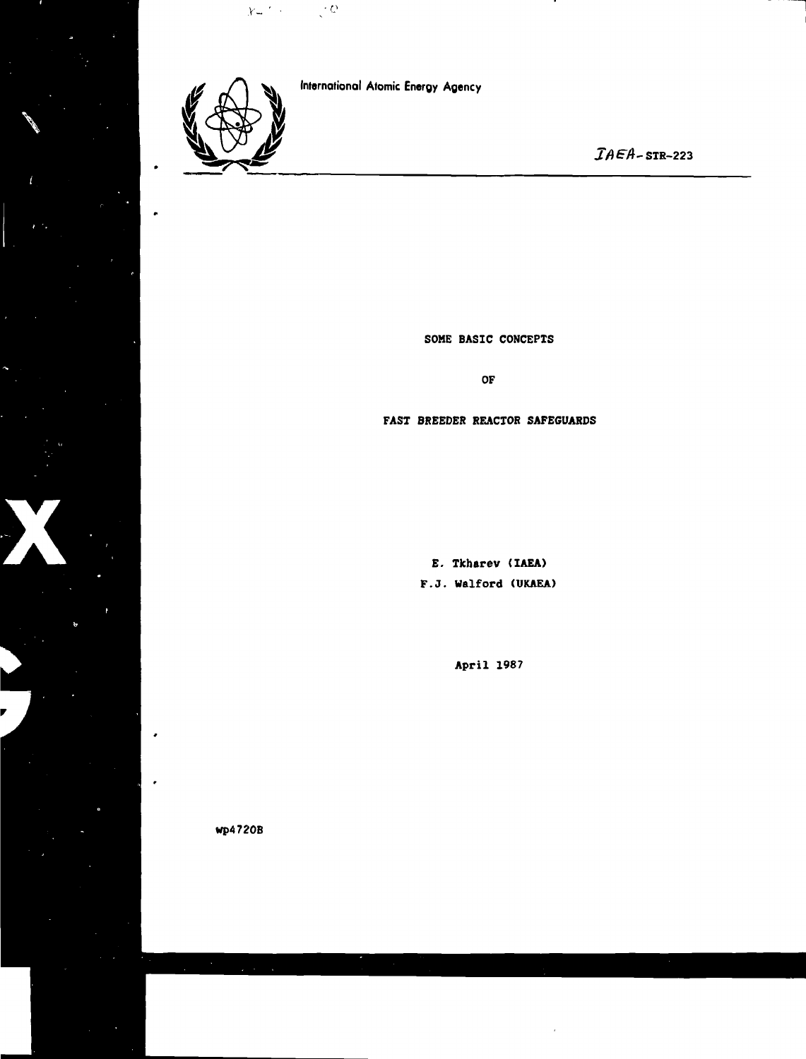International Atomic Energy Agency

IAEA-STR-223

# SOME BASIC CONCEPTS

# OF

# FAST BREEDER REACTOR SAFEGUARDS

E. Tkharev (IAEA)

F.J. Walford (UKAEA)

April 1987

wp4720B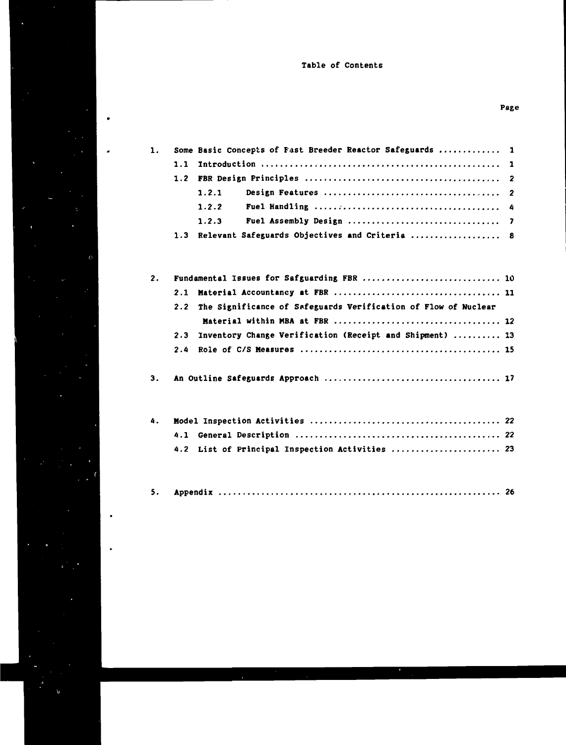# Table of Contents

| | Page |
|---|---|
| 1. Some Basic Concepts of Fast Breeder Reactor Safeguards | 1 |
| 1.1 Introduction | 1 |
| 1.2 FBR Design Principles | 2 |
| 1.2.1 Design Features | 2 |
| 1.2.2 Fuel Handling | 4 |
| 1.2.3 Fuel Assembly Design | 7 |
| 1.3 Relevant Safeguards Objectives and Criteria | 8 |
| 2. Fundamental Issues for Safguarding FBR | 10 |
| 2.1 Material Accountancy at FBR | 11 |
| 2.2 The Significance of Safeguards Verification of Flow of Nuclear Material within MBA at FBR | 12 |
| 2.3 Inventory Change Verification (Receipt and Shipment) | 13 |
| 2.4 Role of C/S Measures | 15 |
| 3. An Outline Safeguards Approach | 17 |
| 4. Model Inspection Activities | 22 |
| 4.1 General Description | 22 |
| 4.2 List of Principal Inspection Activities | 23 |
| 5. Appendix | 26 |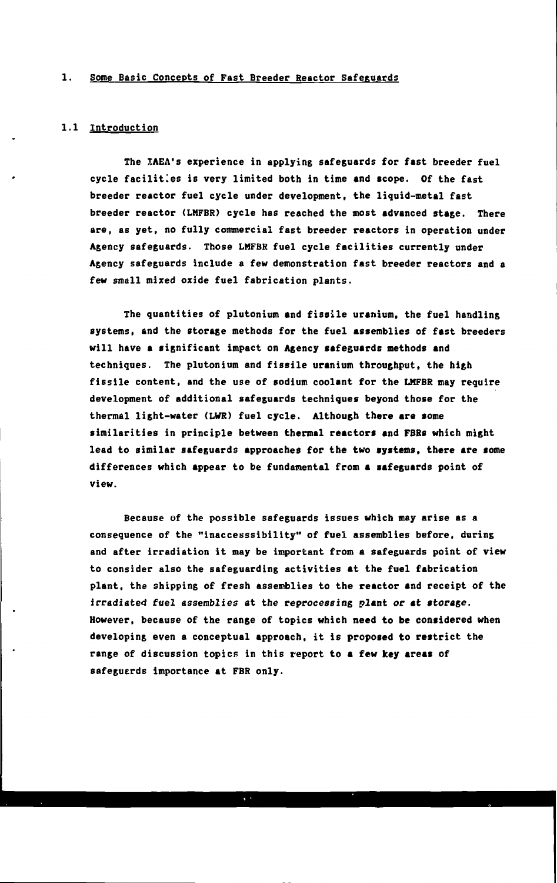# 1. Some Basic Concepts of Fast Breeder Reactor Safeguards

## 1.1 Introduction

The IAEA's experience in applying safeguards for fast breeder fuel cycle facilities is very limited both in time and scope. Of the fast breeder reactor fuel cycle under development, the liquid-metal fast breeder reactor (LMFBR) cycle has reached the most advanced stage. There are, as yet, no fully commercial fast breeder reactors in operation under Agency safeguards. Those LMFBR fuel cycle facilities currently under Agency safeguards include a few demonstration fast breeder reactors and a few small mixed oxide fuel fabrication plants.

The quantities of plutonium and fissile uranium, the fuel handling systems, and the storage methods for the fuel assemblies of fast breeders will have a significant impact on Agency safeguards methods and techniques. The plutonium and fissile uranium throughput, the high fissile content, and the use of sodium coolant for the LMFBR may require development of additional safeguards techniques beyond those for the thermal light-water (LWR) fuel cycle. Although there are some similarities in principle between thermal reactors and FBRs which might lead to similar safeguards approaches for the two systems, there are some differences which appear to be fundamental from a safeguards point of view.

Because of the possible safeguards issues which may arise as a consequence of the "inaccesssibility" of fuel assemblies before, during and after irradiation it may be important from a safeguards point of view to consider also the safeguarding activities at the fuel fabrication plant, the shipping of fresh assemblies to the reactor and receipt of the irradiated fuel assemblies at the reprocessing plant or at storage. However, because of the range of topics which need to be considered when developing even a conceptual approach, it is proposed to restrict the range of discussion topics in this report to a few key areas of safeguards importance at FBR only.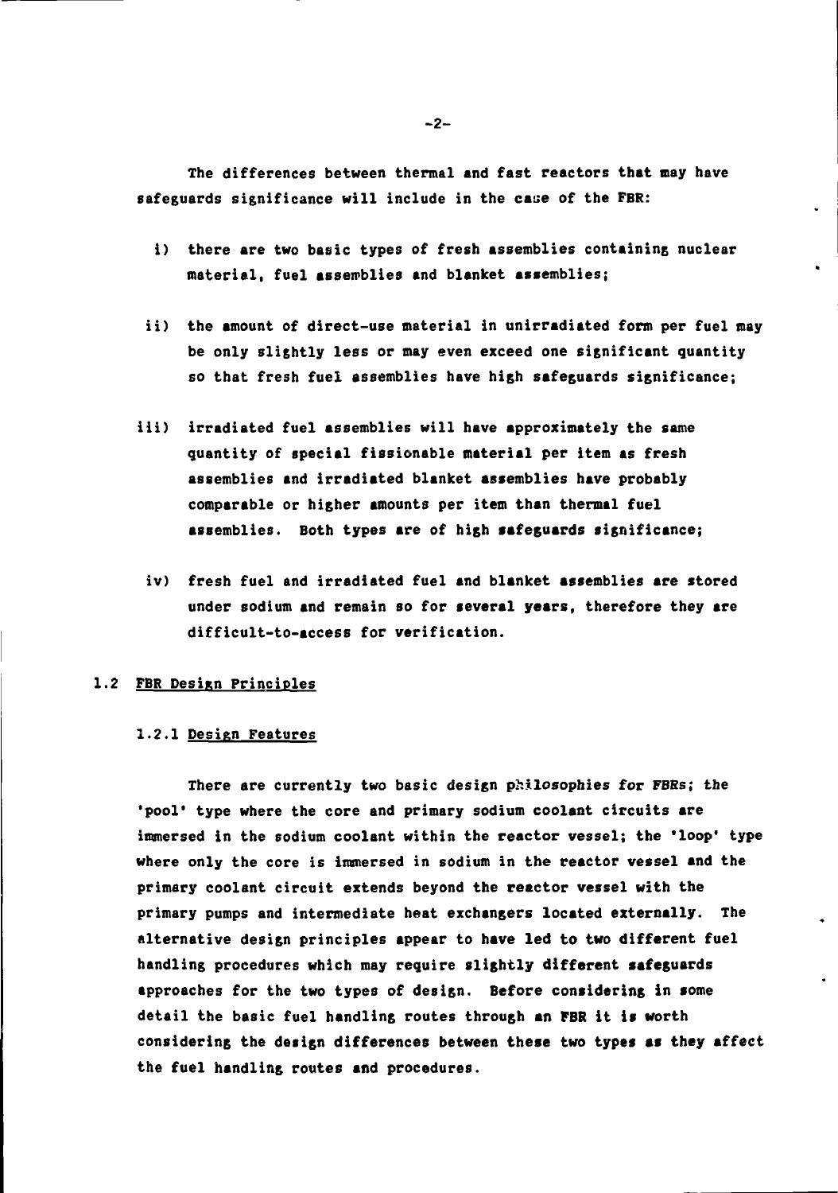The differences between thermal and fast reactors that may have safeguards significance will include in the case of the FBR:

i) there are two basic types of fresh assemblies containing nuclear material, fuel assemblies and blanket assemblies;

ii) the amount of direct-use material in unirradiated form per fuel may be only slightly less or may even exceed one significant quantity so that fresh fuel assemblies have high safeguards significance;

iii) irradiated fuel assemblies will have approximately the same quantity of special fissionable material per item as fresh assemblies and irradiated blanket assemblies have probably comparable or higher amounts per item than thermal fuel assemblies. Both types are of high safeguards significance;

iv) fresh fuel and irradiated fuel and blanket assemblies are stored under sodium and remain so for several years, therefore they are difficult-to-access for verification.

## 1.2 FBR Design Principles

### 1.2.1 Design Features

There are currently two basic design philosophies for FBRs; the 'pool' type where the core and primary sodium coolant circuits are immersed in the sodium coolant within the reactor vessel; the 'loop' type where only the core is immersed in sodium in the reactor vessel and the primary coolant circuit extends beyond the reactor vessel with the primary pumps and intermediate heat exchangers located externally. The alternative design principles appear to have led to two different fuel handling procedures which may require slightly different safeguards approaches for the two types of design. Before considering in some detail the basic fuel handling routes through an FBR it is worth considering the design differences between these two types as they affect the fuel handling routes and procedures.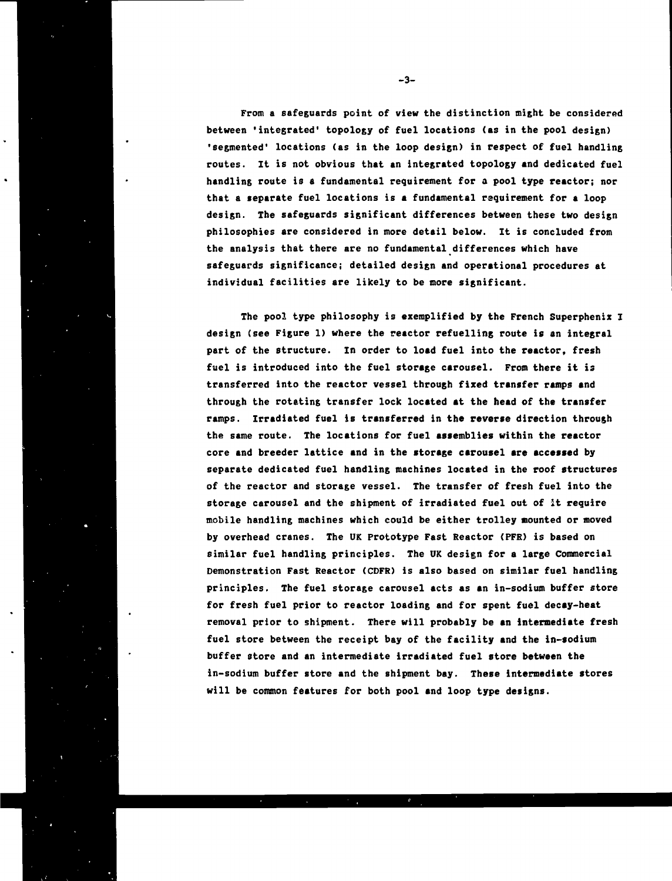From a safeguards point of view the distinction might be considered between 'integrated' topology of fuel locations (as in the pool design) 'segmented' locations (as in the loop design) in respect of fuel handling routes. It is not obvious that an integrated topology and dedicated fuel handling route is a fundamental requirement for a pool type reactor; nor that a separate fuel locations is a fundamental requirement for a loop design. The safeguards significant differences between these two design philosophies are considered in more detail below. It is concluded from the analysis that there are no fundamental differences which have safeguards significance; detailed design and operational procedures at individual facilities are likely to be more significant.

The pool type philosophy is exemplified by the French Superphenix I design (see Figure 1) where the reactor refuelling route is an integral part of the structure. In order to load fuel into the reactor, fresh fuel is introduced into the fuel storage carousel. From there it is transferred into the reactor vessel through fixed transfer ramps and through the rotating transfer lock located at the head of the transfer ramps. Irradiated fuel is transferred in the reverse direction through the same route. The locations for fuel assemblies within the reactor core and breeder lattice and in the storage carousel are accessed by separate dedicated fuel handling machines located in the roof structures of the reactor and storage vessel. The transfer of fresh fuel into the storage carousel and the shipment of irradiated fuel out of it require mobile handling machines which could be either trolley mounted or moved by overhead cranes. The UK Prototype Fast Reactor (PFR) is based on similar fuel handling principles. The UK design for a large Commercial Demonstration Fast Reactor (CDFR) is also based on similar fuel handling principles. The fuel storage carousel acts as an in-sodium buffer store for fresh fuel prior to reactor loading and for spent fuel decay-heat removal prior to shipment. There will probably be an intermediate fresh fuel store between the receipt bay of the facility and the in-sodium buffer store and an intermediate irradiated fuel store between the in-sodium buffer store and the shipment bay. These intermediate stores will be common features for both pool and loop type designs.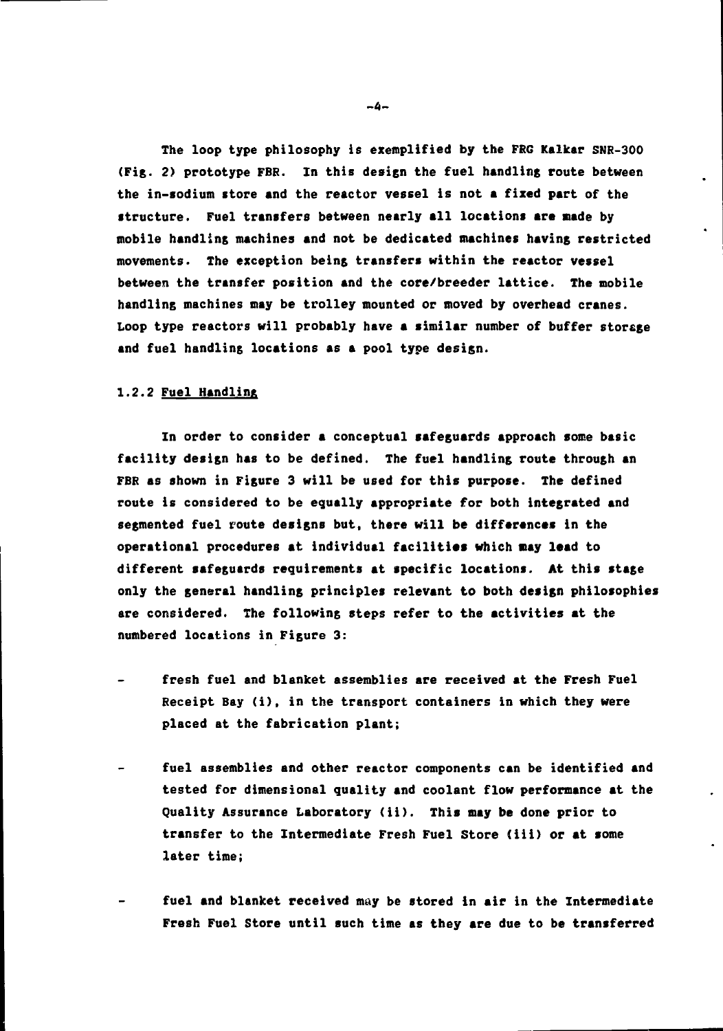The loop type philosophy is exemplified by the FRG Kalkar SNR-300 (Fig. 2) prototype FBR. In this design the fuel handling route between the in-sodium store and the reactor vessel is not a fixed part of the structure. Fuel transfers between nearly all locations are made by mobile handling machines and not be dedicated machines having restricted movements. The exception being transfers within the reactor vessel between the transfer position and the core/breeder lattice. The mobile handling machines may be trolley mounted or moved by overhead cranes. Loop type reactors will probably have a similar number of buffer storage and fuel handling locations as a pool type design.

### 1.2.2 Fuel Handling

In order to consider a conceptual safeguards approach some basic facility design has to be defined. The fuel handling route through an FBR as shown in Figure 3 will be used for this purpose. The defined route is considered to be equally appropriate for both integrated and segmented fuel route designs but, there will be differences in the operational procedures at individual facilities which may lead to different safeguards requirements at specific locations. At this stage only the general handling principles relevant to both design philosophies are considered. The following steps refer to the activities at the numbered locations in Figure 3:

- fresh fuel and blanket assemblies are received at the Fresh Fuel Receipt Bay (i), in the transport containers in which they were placed at the fabrication plant;

- fuel assemblies and other reactor components can be identified and tested for dimensional quality and coolant flow performance at the Quality Assurance Laboratory (ii). This may be done prior to transfer to the Intermediate Fresh Fuel Store (iii) or at some later time;

- fuel and blanket received may be stored in air in the Intermediate Fresh Fuel Store until such time as they are due to be transferred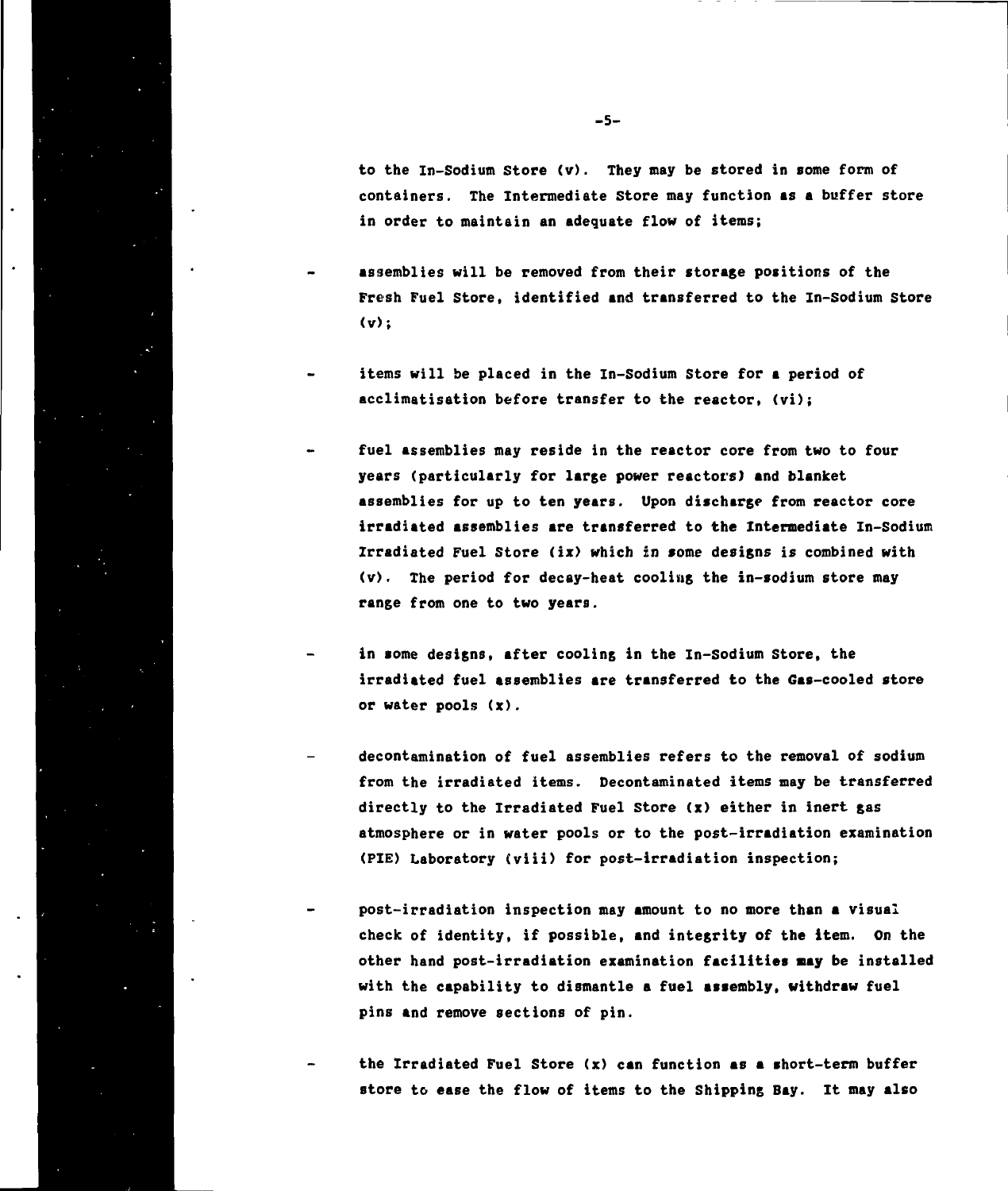to the In-Sodium Store (v). They may be stored in some form of containers. The Intermediate Store may function as a buffer store in order to maintain an adequate flow of items;

- assemblies will be removed from their storage positions of the Fresh Fuel Store, identified and transferred to the In-Sodium Store (v);

- items will be placed in the In-Sodium Store for a period of acclimatisation before transfer to the reactor, (vi);

- fuel assemblies may reside in the reactor core from two to four years (particularly for large power reactors) and blanket assemblies for up to ten years. Upon discharge from reactor core irradiated assemblies are transferred to the Intermediate In-Sodium Irradiated Fuel Store (ix) which in some designs is combined with (v). The period for decay-heat cooling the in-sodium store may range from one to two years.

- in some designs, after cooling in the In-Sodium Store, the irradiated fuel assemblies are transferred to the Gas-cooled store or water pools (x).

- decontamination of fuel assemblies refers to the removal of sodium from the irradiated items. Decontaminated items may be transferred directly to the Irradiated Fuel Store (x) either in inert gas atmosphere or in water pools or to the post-irradiation examination (PIE) Laboratory (viii) for post-irradiation inspection;

- post-irradiation inspection may amount to no more than a visual check of identity, if possible, and integrity of the item. On the other hand post-irradiation examination facilities may be installed with the capability to dismantle a fuel assembly, withdraw fuel pins and remove sections of pin.

- the Irradiated Fuel Store (x) can function as a short-term buffer store to ease the flow of items to the Shipping Bay. It may also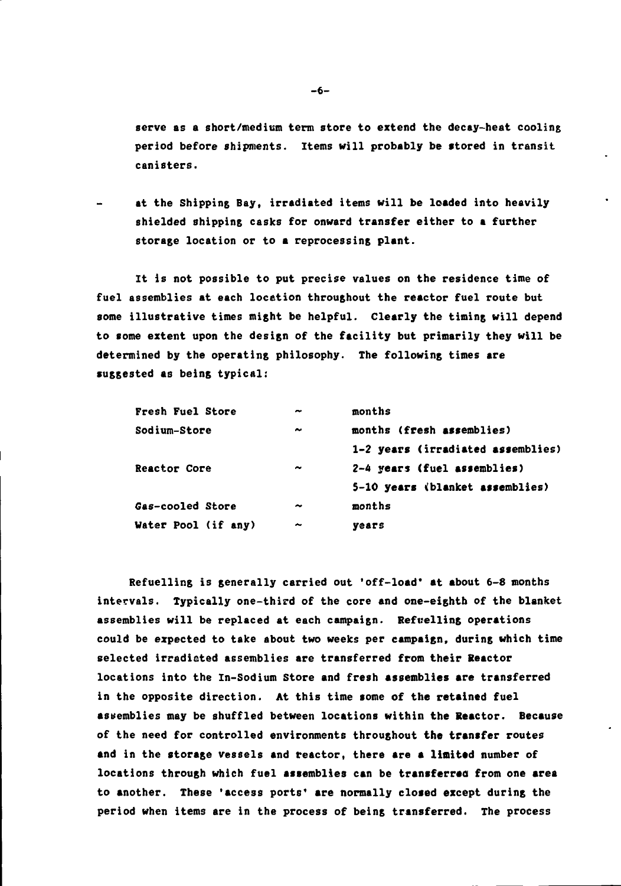serve as a short/medium term store to extend the decay-heat cooling period before shipments. Items will probably be stored in transit canisters.

- at the Shipping Bay, irradiated items will be loaded into heavily shielded shipping casks for onward transfer either to a further storage location or to a reprocessing plant.

It is not possible to put precise values on the residence time of fuel assemblies at each location throughout the reactor fuel route but some illustrative times might be helpful. Clearly the timing will depend to some extent upon the design of the facility but primarily they will be determined by the operating philosophy. The following times are suggested as being typical:

| | | |
|---|---|---|
| Fresh Fuel Store | ~ | months |
| Sodium-Store | ~ | months (fresh assemblies) |
| | | 1-2 years (irradiated assemblies) |
| Reactor Core | ~ | 2-4 years (fuel assemblies) |
| | | 5-10 years (blanket assemblies) |
| Gas-cooled Store | ~ | months |
| Water Pool (if any) | ~ | years |

Refuelling is generally carried out 'off-load' at about 6-8 months intervals. Typically one-third of the core and one-eighth of the blanket assemblies will be replaced at each campaign. Refuelling operations could be expected to take about two weeks per campaign, during which time selected irradiated assemblies are transferred from their Reactor locations into the In-Sodium Store and fresh assemblies are transferred in the opposite direction. At this time some of the retained fuel assemblies may be shuffled between locations within the Reactor. Because of the need for controlled environments throughout the transfer routes and in the storage vessels and reactor, there are a limited number of locations through which fuel assemblies can be transferred from one area to another. These 'access ports' are normally closed except during the period when items are in the process of being transferred. The process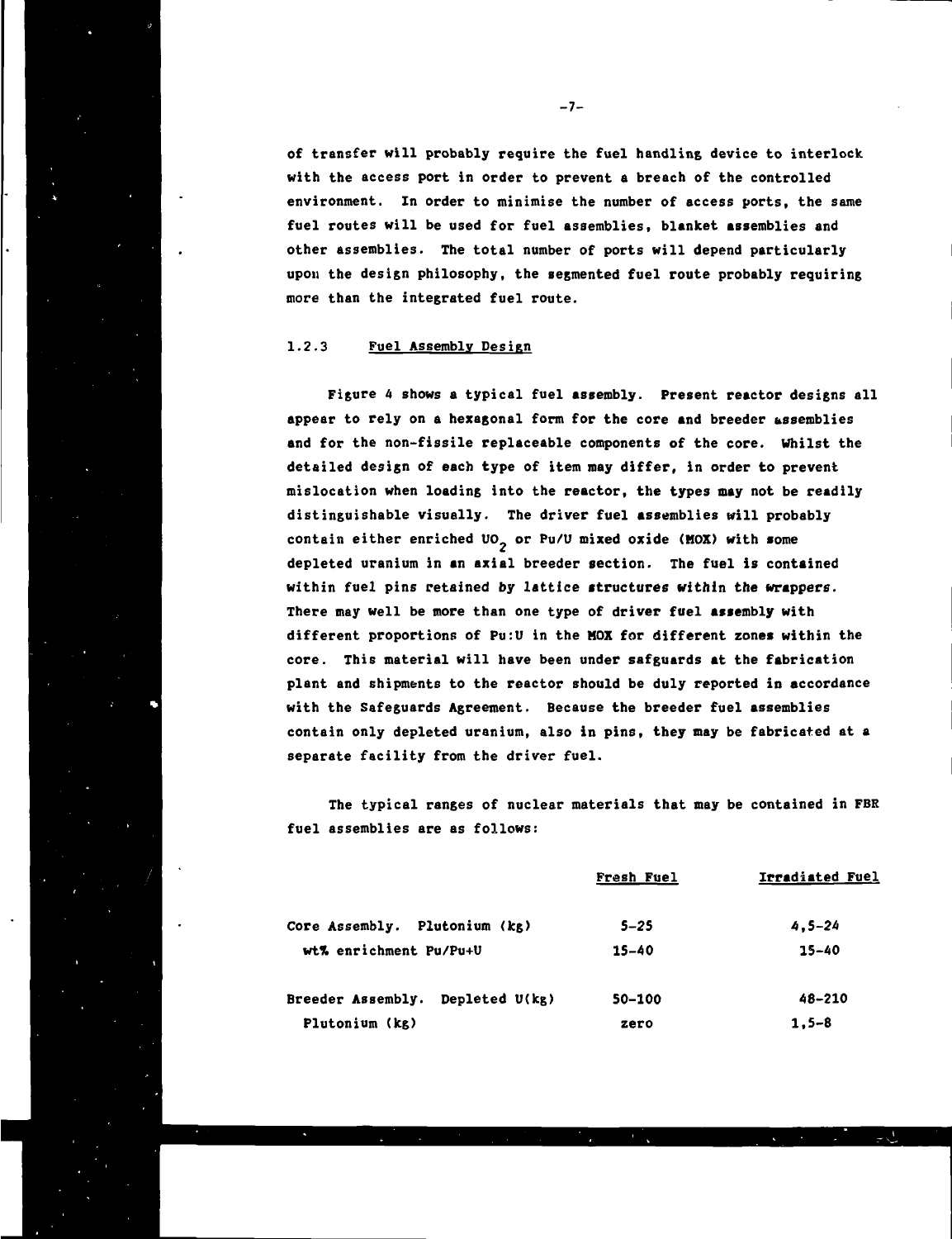of transfer will probably require the fuel handling device to interlock with the access port in order to prevent a breach of the controlled environment. In order to minimise the number of access ports, the same fuel routes will be used for fuel assemblies, blanket assemblies and other assemblies. The total number of ports will depend particularly upon the design philosophy, the segmented fuel route probably requiring more than the integrated fuel route.

### 1.2.3 Fuel Assembly Design

Figure 4 shows a typical fuel assembly. Present reactor designs all appear to rely on a hexagonal form for the core and breeder assemblies and for the non-fissile replaceable components of the core. Whilst the detailed design of each type of item may differ, in order to prevent mislocation when loading into the reactor, the types may not be readily distinguishable visually. The driver fuel assemblies will probably contain either enriched $UO_2$ or Pu/U mixed oxide (MOX) with some depleted uranium in an axial breeder section. The fuel is contained within fuel pins retained by lattice structures within the wrappers. There may well be more than one type of driver fuel assembly with different proportions of Pu:U in the MOX for different zones within the core. This material will have been under safguards at the fabrication plant and shipments to the reactor should be duly reported in accordance with the Safeguards Agreement. Because the breeder fuel assemblies contain only depleted uranium, also in pins, they may be fabricated at a separate facility from the driver fuel.

The typical ranges of nuclear materials that may be contained in FBR fuel assemblies are as follows:

| | Fresh Fuel | Irradiated Fuel |
|---|---|---|
| Core Assembly. Plutonium (kg) | 5–25 | 4,5–24 |
| wt% enrichment Pu/Pu+U | 15–40 | 15–40 |
| Breeder Assembly. Depleted U(kg) | 50–100 | 48–210 |
| Plutonium (kg) | zero | 1,5–8 |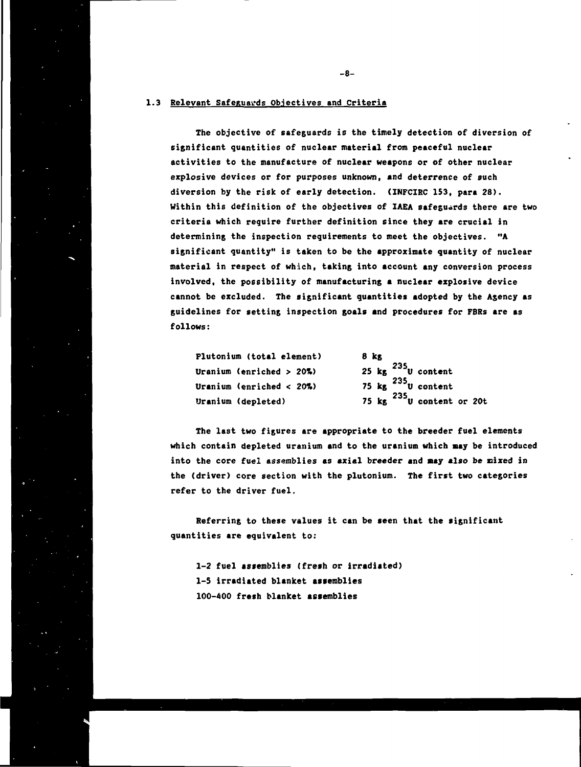## 1.3 Relevant Safeguards Objectives and Criteria

The objective of safeguards is the timely detection of diversion of significant quantities of nuclear material from peaceful nuclear activities to the manufacture of nuclear weapons or of other nuclear explosive devices or for purposes unknown, and deterrence of such diversion by the risk of early detection. (INFCIRC 153, para 28). Within this definition of the objectives of IAEA safeguards there are two criteria which require further definition since they are crucial in determining the inspection requirements to meet the objectives. "A significant quantity" is taken to be the approximate quantity of nuclear material in respect of which, taking into account any conversion process involved, the possibility of manufacturing a nuclear explosive device cannot be excluded. The significant quantities adopted by the Agency as guidelines for setting inspection goals and procedures for FBRs are as follows:

| | |
|---|---|
| Plutonium (total element) | 8 kg |
| Uranium (enriched > 20%) | 25 kg $^{235}U$ content |
| Uranium (enriched < 20%) | 75 kg $^{235}U$ content |
| Uranium (depleted) | 75 kg $^{235}U$ content or 20t |

The last two figures are appropriate to the breeder fuel elements which contain depleted uranium and to the uranium which may be introduced into the core fuel assemblies as axial breeder and may also be mixed in the (driver) core section with the plutonium. The first two categories refer to the driver fuel.

Referring to these values it can be seen that the significant quantities are equivalent to:

1-2 fuel assemblies (fresh or irradiated)
1-5 irradiated blanket assemblies
100-400 fresh blanket assemblies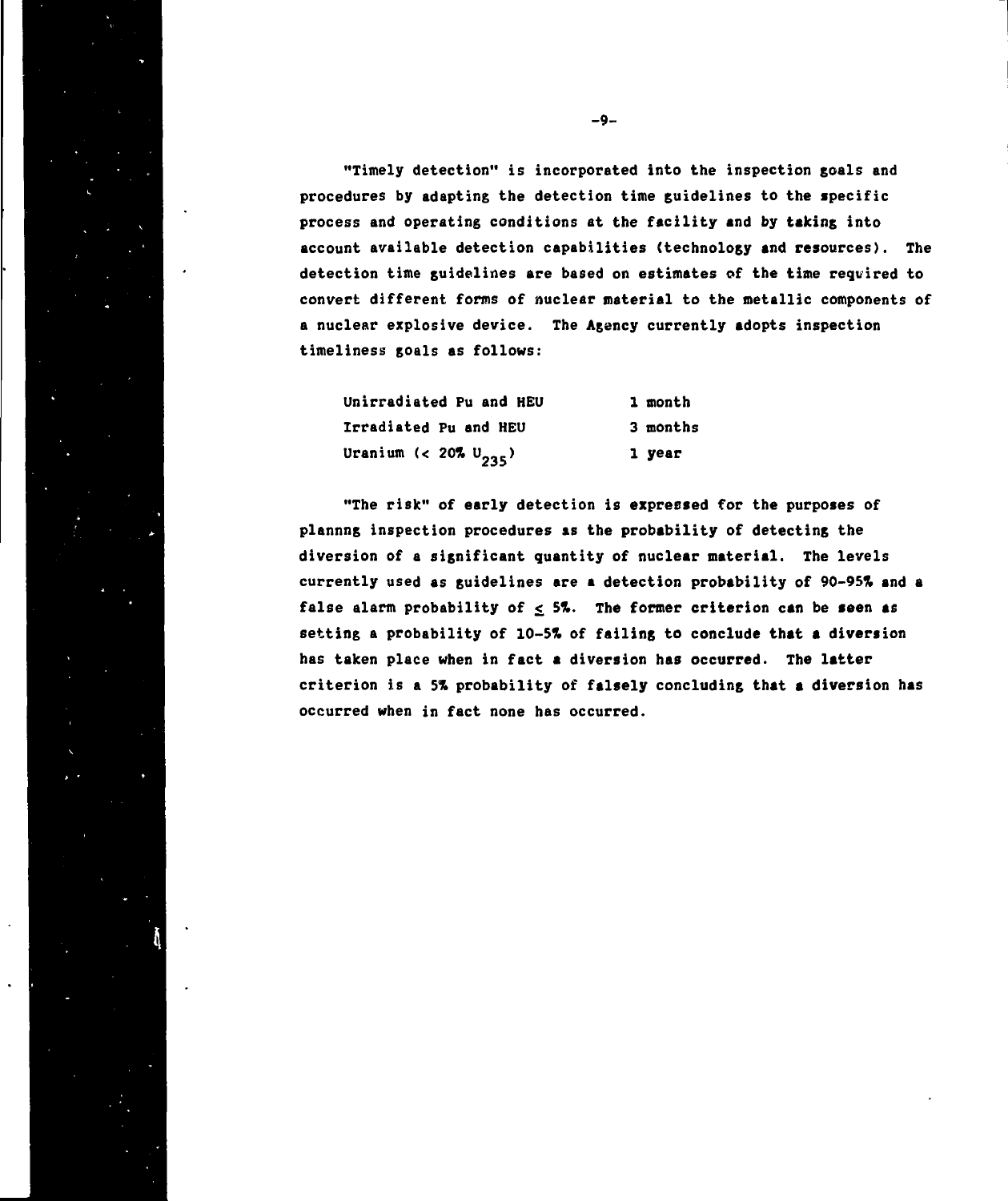"Timely detection" is incorporated into the inspection goals and procedures by adapting the detection time guidelines to the specific process and operating conditions at the facility and by taking into account available detection capabilities (technology and resources). The detection time guidelines are based on estimates of the time required to convert different forms of nuclear material to the metallic components of a nuclear explosive device. The Agency currently adopts inspection timeliness goals as follows:

| | |
|---|---|
| Unirradiated Pu and HEU | 1 month |
| Irradiated Pu and HEU | 3 months |
| Uranium (< 20% $U_{235}$) | 1 year |

"The risk" of early detection is expressed for the purposes of plannng inspection procedures as the probability of detecting the diversion of a significant quantity of nuclear material. The levels currently used as guidelines are a detection probability of 90-95% and a false alarm probability of $\leq$ 5%. The former criterion can be seen as setting a probability of 10-5% of failing to conclude that a diversion has taken place when in fact a diversion has occurred. The latter criterion is a 5% probability of falsely concluding that a diversion has occurred when in fact none has occurred.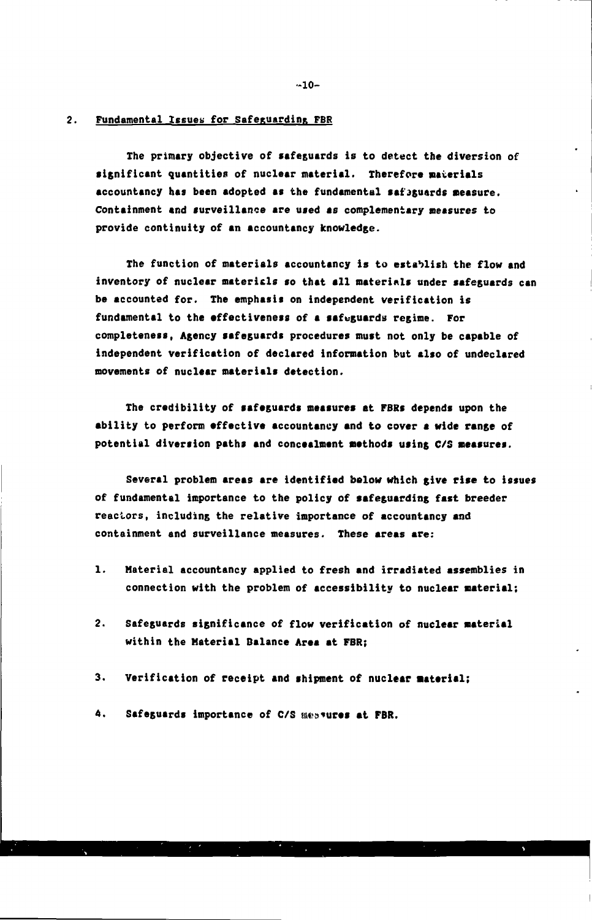## 2. Fundamental Issues for Safeguarding FBR

The primary objective of safeguards is to detect the diversion of significant quantities of nuclear material. Therefore materials accountancy has been adopted as the fundamental safeguards measure. Containment and surveillance are used as complementary measures to provide continuity of an accountancy knowledge.

The function of materials accountancy is to establish the flow and inventory of nuclear materials so that all materials under safeguards can be accounted for. The emphasis on independent verification is fundamental to the effectiveness of a safeguards regime. For completeness, Agency safeguards procedures must not only be capable of independent verification of declared information but also of undeclared movements of nuclear materials detection.

The credibility of safeguards measures at FBRs depends upon the ability to perform effective accountancy and to cover a wide range of potential diversion paths and concealment methods using C/S measures.

Several problem areas are identified below which give rise to issues of fundamental importance to the policy of safeguarding fast breeder reactors, including the relative importance of accountancy and containment and surveillance measures. These areas are:

1. Material accountancy applied to fresh and irradiated assemblies in connection with the problem of accessibility to nuclear material;

2. Safeguards significance of flow verification of nuclear material within the Material Balance Area at FBR;

3. Verification of receipt and shipment of nuclear material;

4. Safeguards importance of C/S measures at FBR.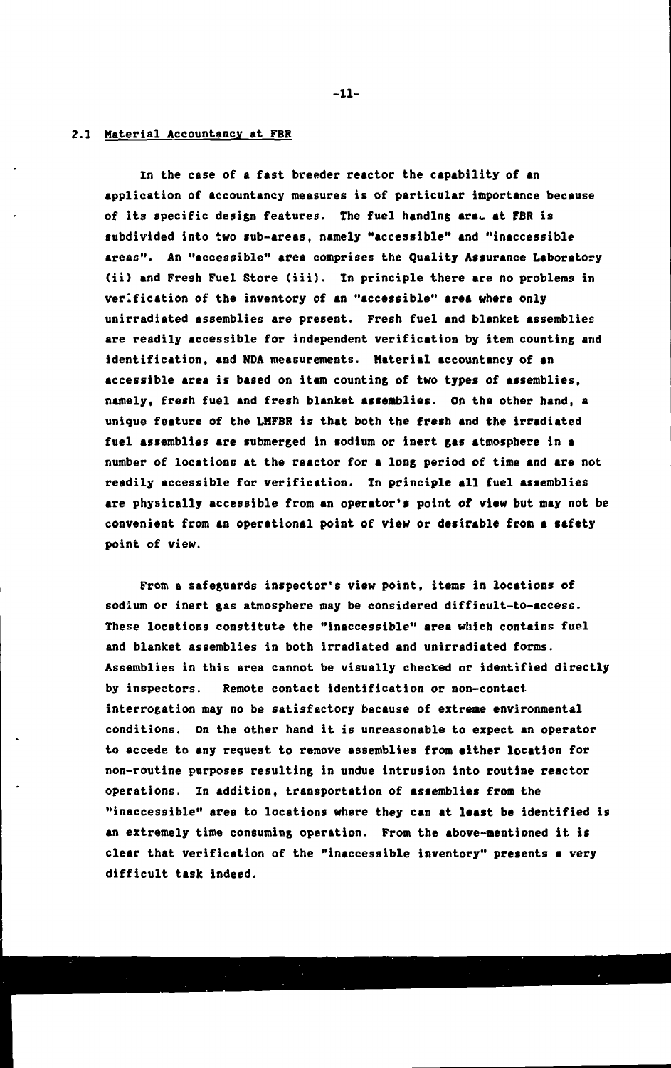## 2.1 Material Accountancy at FBR

In the case of a fast breeder reactor the capability of an application of accountancy measures is of particular importance because of its specific design features. The fuel handlng area at FBR is subdivided into two sub-areas, namely "accessible" and "inaccessible areas". An "accessible" area comprises the Quality Assurance Laboratory (ii) and Fresh Fuel Store (iii). In principle there are no problems in verification of the inventory of an "accessible" area where only unirradiated assemblies are present. Fresh fuel and blanket assemblies are readily accessible for independent verification by item counting and identification, and NDA measurements. Material accountancy of an accessible area is based on item counting of two types of assemblies, namely, fresh fuel and fresh blanket assemblies. On the other hand, a unique feature of the LMFBR is that both the fresh and the irradiated fuel assemblies are submerged in sodium or inert gas atmosphere in a number of locations at the reactor for a long period of time and are not readily accessible for verification. In principle all fuel assemblies are physically accessible from an operator's point of view but may not be convenient from an operational point of view or desirable from a safety point of view.

From a safeguards inspector's view point, items in locations of sodium or inert gas atmosphere may be considered difficult-to-access. These locations constitute the "inaccessible" area which contains fuel and blanket assemblies in both irradiated and unirradiated forms. Assemblies in this area cannot be visually checked or identified directly by inspectors. Remote contact identification or non-contact interrogation may no be satisfactory because of extreme environmental conditions. On the other hand it is unreasonable to expect an operator to accede to any request to remove assemblies from either location for non-routine purposes resulting in undue intrusion into routine reactor operations. In addition, transportation of assemblies from the "inaccessible" area to locations where they can at least be identified is an extremely time consuming operation. From the above-mentioned it is clear that verification of the "inaccessible inventory" presents a very difficult task indeed.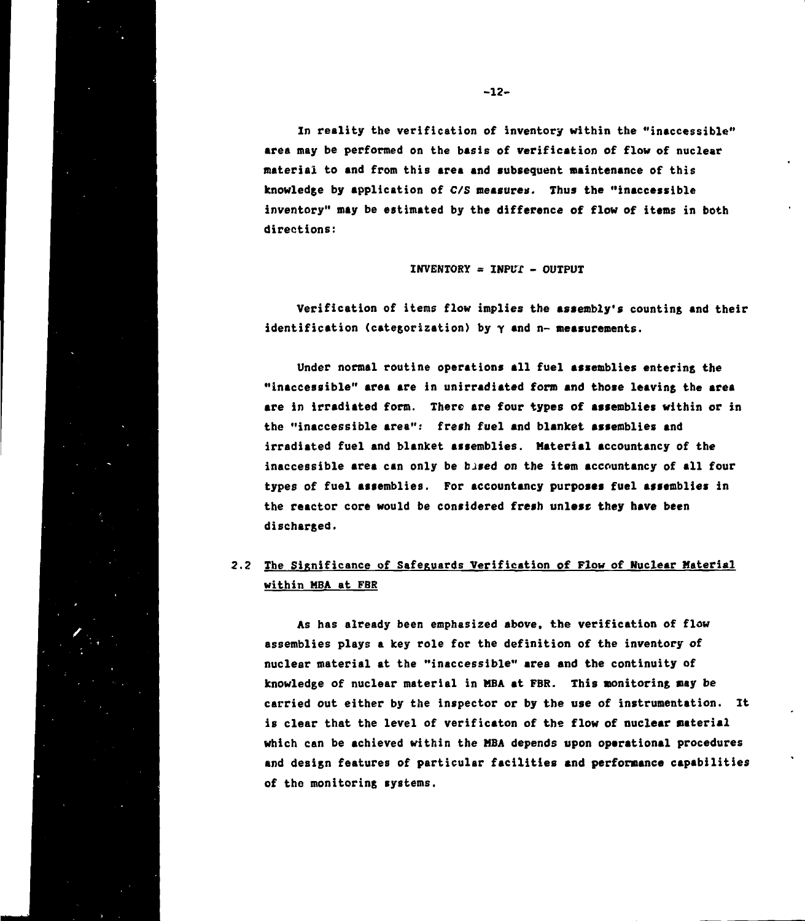In reality the verification of inventory within the "inaccessible" area may be performed on the basis of verification of flow of nuclear material to and from this area and subsequent maintenance of this knowledge by application of C/S measures. Thus the "inaccessible inventory" may be estimated by the difference of flow of items in both directions:

INVENTORY = INPUT - OUTPUT

Verification of items flow implies the assembly's counting and their identification (categorization) by $\gamma$ and n- measurements.

Under normal routine operations all fuel assemblies entering the "inaccessible" area are in unirradiated form and those leaving the area are in irradiated form. There are four types of assemblies within or in the "inaccessible area": fresh fuel and blanket assemblies and irradiated fuel and blanket assemblies. Material accountancy of the inaccessible area can only be based on the item accountancy of all four types of fuel assemblies. For accountancy purposes fuel assemblies in the reactor core would be considered fresh unless they have been discharged.

## 2.2 The Significance of Safeguards Verification of Flow of Nuclear Material within MBA at FBR

As has already been emphasized above, the verification of flow assemblies plays a key role for the definition of the inventory of nuclear material at the "inaccessible" area and the continuity of knowledge of nuclear material in MBA at FBR. This monitoring may be carried out either by the inspector or by the use of instrumentation. It is clear that the level of verificaton of the flow of nuclear material which can be achieved within the MBA depends upon operational procedures and design features of particular facilities and performance capabilities of the monitoring systems.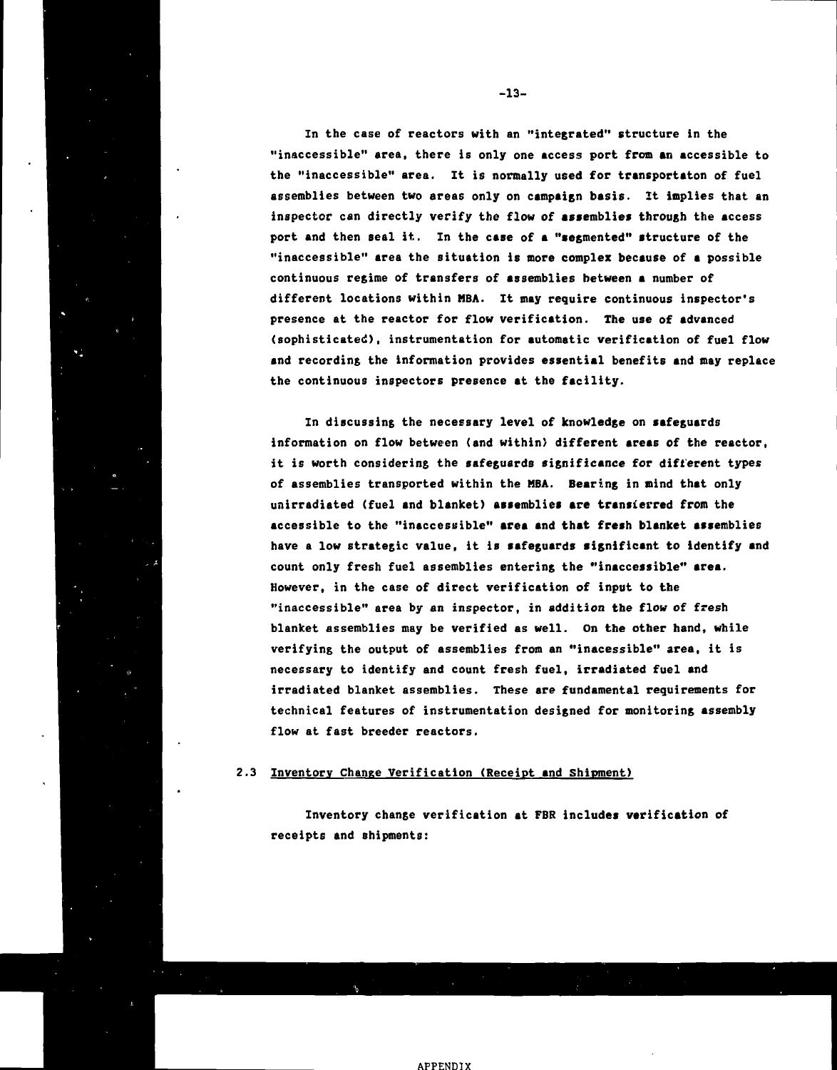In the case of reactors with an "integrated" structure in the "inaccessible" area, there is only one access port from an accessible to the "inaccessible" area. It is normally used for transportaton of fuel assemblies between two areas only on campaign basis. It implies that an inspector can directly verify the flow of assemblies through the access port and then seal it. In the case of a "segmented" structure of the "inaccessible" area the situation is more complex because of a possible continuous regime of transfers of assemblies between a number of different locations within MBA. It may require continuous inspector's presence at the reactor for flow verification. The use of advanced (sophisticated), instrumentation for automatic verification of fuel flow and recording the information provides essential benefits and may replace the continuous inspectors presence at the facility.

In discussing the necessary level of knowledge on safeguards information on flow between (and within) different areas of the reactor, it is worth considering the safeguards significance for different types of assemblies transported within the MBA. Bearing in mind that only unirradiated (fuel and blanket) assemblies are transferred from the accessible to the "inaccessible" area and that fresh blanket assemblies have a low strategic value, it is safeguards significant to identify and count only fresh fuel assemblies entering the "inaccessible" area. However, in the case of direct verification of input to the "inaccessible" area by an inspector, in addition the flow of fresh blanket assemblies may be verified as well. On the other hand, while verifying the output of assemblies from an "inacessible" area, it is necessary to identify and count fresh fuel, irradiated fuel and irradiated blanket assemblies. These are fundamental requirements for technical features of instrumentation designed for monitoring assembly flow at fast breeder reactors.

### 2.3 Inventory Change Verification (Receipt and Shipment)

Inventory change verification at FBR includes verification of receipts and shipments: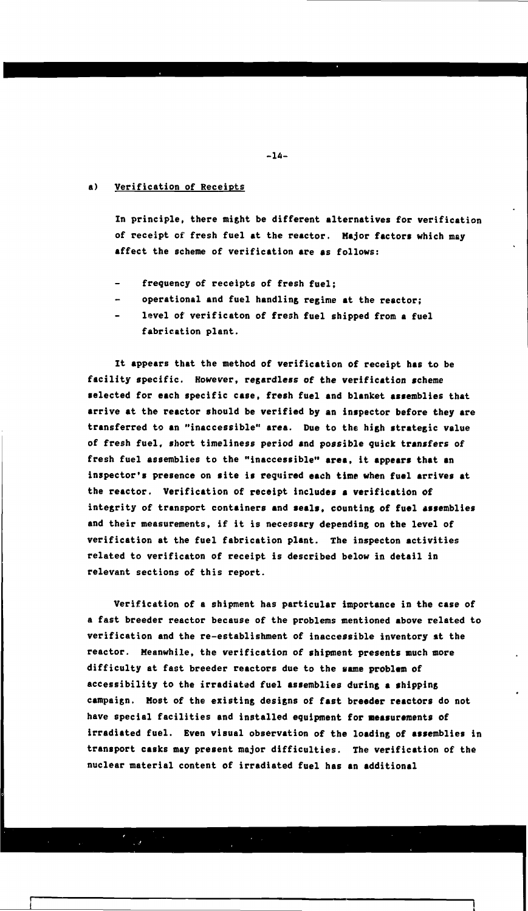a) Verification of Receipts

In principle, there might be different alternatives for verification of receipt of fresh fuel at the reactor. Major factors which may affect the scheme of verification are as follows:

- frequency of receipts of fresh fuel;
- operational and fuel handling regime at the reactor;
- level of verificaton of fresh fuel shipped from a fuel fabrication plant.

It appears that the method of verification of receipt has to be facility specific. However, regardless of the verification scheme selected for each specific case, fresh fuel and blanket assemblies that arrive at the reactor should be verified by an inspector before they are transferred to an "inaccessible" area. Due to the high strategic value of fresh fuel, short timeliness period and possible quick transfers of fresh fuel assemblies to the "inaccessible" area, it appears that an inspector's presence on site is required each time when fuel arrives at the reactor. Verification of receipt includes a verification of integrity of transport containers and seals, counting of fuel assemblies and their measurements, if it is necessary depending on the level of verification at the fuel fabrication plant. The inspecton activities related to verificaton of receipt is described below in detail in relevant sections of this report.

Verification of a shipment has particular importance in the case of a fast breeder reactor because of the problems mentioned above related to verification and the re-establishment of inaccessible inventory at the reactor. Meanwhile, the verification of shipment presents much more difficulty at fast breeder reactors due to the same problem of accessibility to the irradiated fuel assemblies during a shipping campaign. Most of the existing designs of fast breeder reactors do not have special facilities and installed equipment for measurements of irradiated fuel. Even visual observation of the loading of assemblies in transport casks may present major difficulties. The verification of the nuclear material content of irradiated fuel has an additional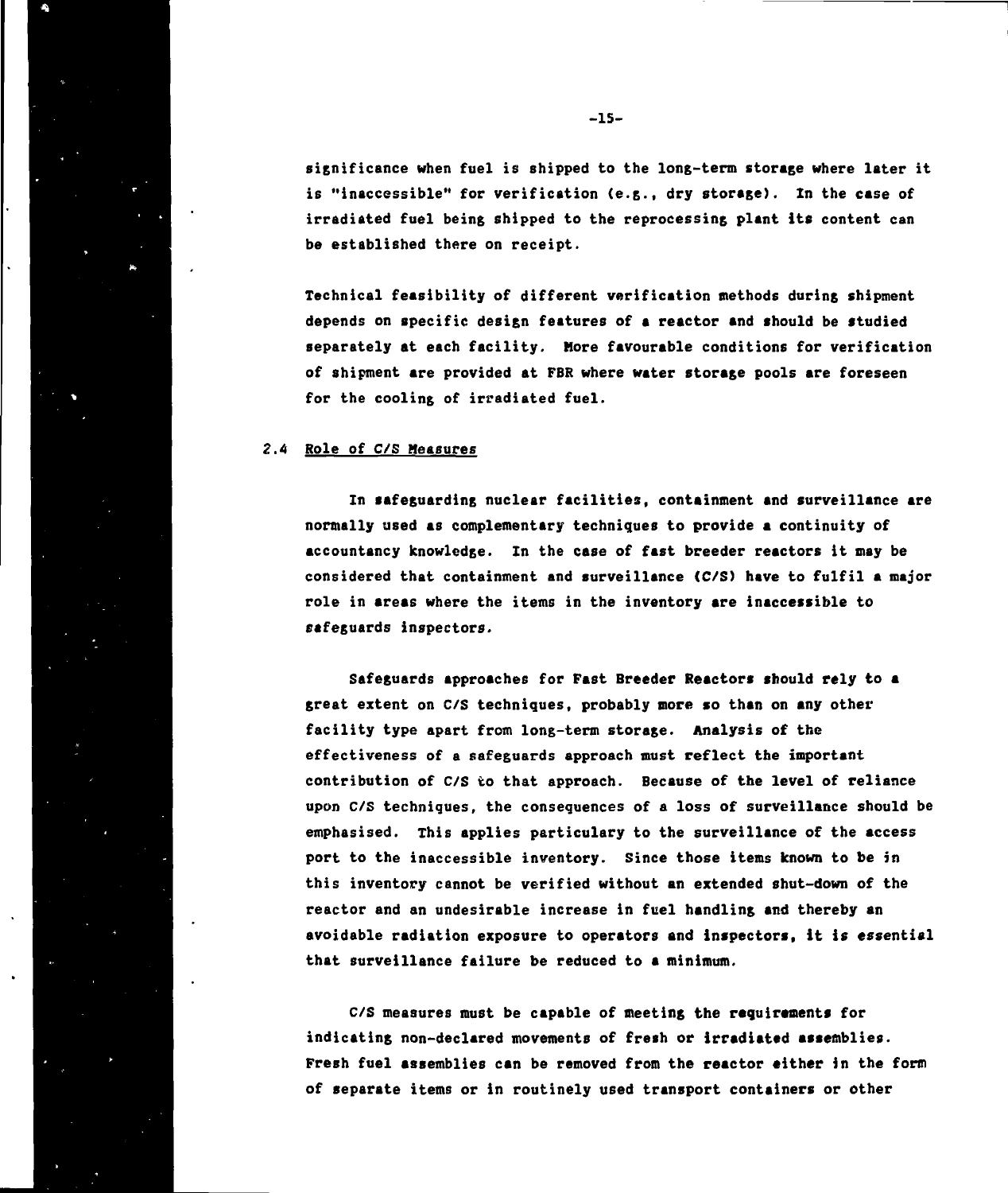significance when fuel is shipped to the long-term storage where later it is "inaccessible" for verification (e.g., dry storage). In the case of irradiated fuel being shipped to the reprocessing plant its content can be established there on receipt.

Technical feasibility of different verification methods during shipment depends on specific design features of a reactor and should be studied separately at each facility. More favourable conditions for verification of shipment are provided at FBR where water storage pools are foreseen for the cooling of irradiated fuel.

## 2.4 Role of C/S Measures

In safeguarding nuclear facilities, containment and surveillance are normally used as complementary techniques to provide a continuity of accountancy knowledge. In the case of fast breeder reactors it may be considered that containment and surveillance (C/S) have to fulfil a major role in areas where the items in the inventory are inaccessible to safeguards inspectors.

Safeguards approaches for Fast Breeder Reactors should rely to a great extent on C/S techniques, probably more so than on any other facility type apart from long-term storage. Analysis of the effectiveness of a safeguards approach must reflect the important contribution of C/S to that approach. Because of the level of reliance upon C/S techniques, the consequences of a loss of surveillance should be emphasised. This applies particulary to the surveillance of the access port to the inaccessible inventory. Since those items known to be in this inventory cannot be verified without an extended shut-down of the reactor and an undesirable increase in fuel handling and thereby an avoidable radiation exposure to operators and inspectors, it is essential that surveillance failure be reduced to a minimum.

C/S measures must be capable of meeting the requirements for indicating non-declared movements of fresh or irradiated assemblies. Fresh fuel assemblies can be removed from the reactor either in the form of separate items or in routinely used transport containers or other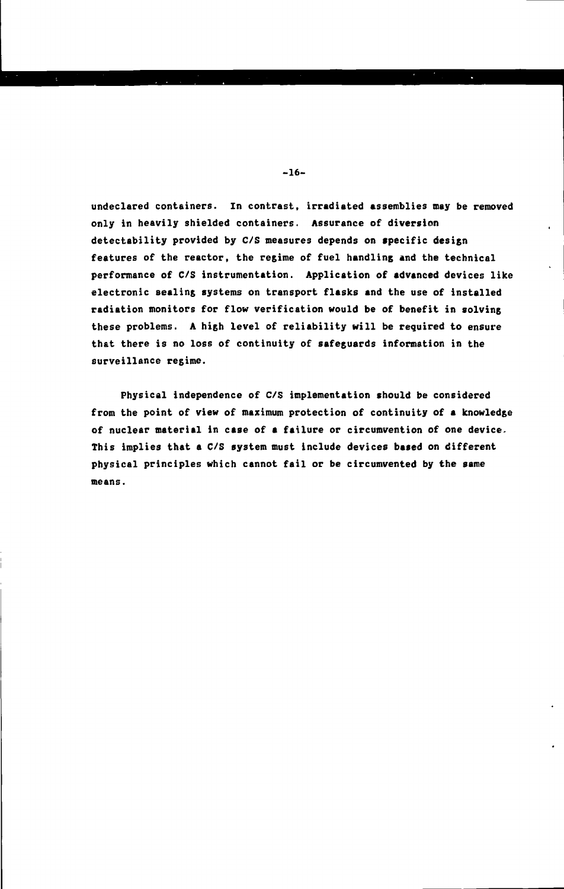undeclared containers. In contrast, irradiated assemblies may be removed only in heavily shielded containers. Assurance of diversion detectability provided by C/S measures depends on specific design features of the reactor, the regime of fuel handling and the technical performance of C/S instrumentation. Application of advanced devices like electronic sealing systems on transport flasks and the use of installed radiation monitors for flow verification would be of benefit in solving these problems. A high level of reliability will be required to ensure that there is no loss of continuity of safeguards information in the surveillance regime.

Physical independence of C/S implementation should be considered from the point of view of maximum protection of continuity of a knowledge of nuclear material in case of a failure or circumvention of one device. This implies that a C/S system must include devices based on different physical principles which cannot fail or be circumvented by the same means.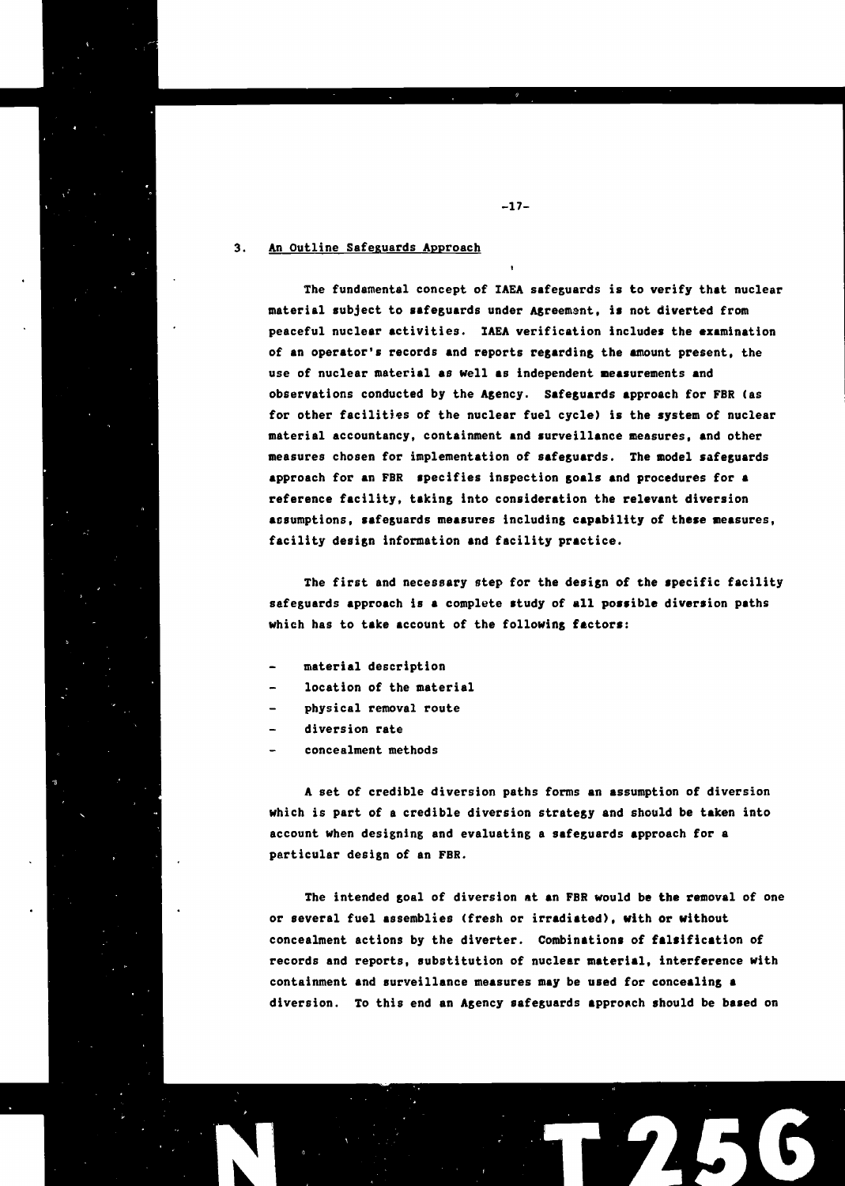## 3. An Outline Safeguards Approach

The fundamental concept of IAEA safeguards is to verify that nuclear material subject to safeguards under Agreement, is not diverted from peaceful nuclear activities. IAEA verification includes the examination of an operator's records and reports regarding the amount present, the use of nuclear material as well as independent measurements and observations conducted by the Agency. Safeguards approach for FBR (as for other facilities of the nuclear fuel cycle) is the system of nuclear material accountancy, containment and surveillance measures, and other measures chosen for implementation of safeguards. The model safeguards approach for an FBR specifies inspection goals and procedures for a reference facility, taking into consideration the relevant diversion assumptions, safeguards measures including capability of these measures, facility design information and facility practice.

The first and necessary step for the design of the specific facility safeguards approach is a complete study of all possible diversion paths which has to take account of the following factors:

- material description
- location of the material
- physical removal route
- diversion rate
- concealment methods

A set of credible diversion paths forms an assumption of diversion which is part of a credible diversion strategy and should be taken into account when designing and evaluating a safeguards approach for a particular design of an FBR.

The intended goal of diversion at an FBR would be the removal of one or several fuel assemblies (fresh or irradiated), with or without concealment actions by the diverter. Combinations of falsification of records and reports, substitution of nuclear material, interference with containment and surveillance measures may be used for concealing a diversion. To this end an Agency safeguards approach should be based on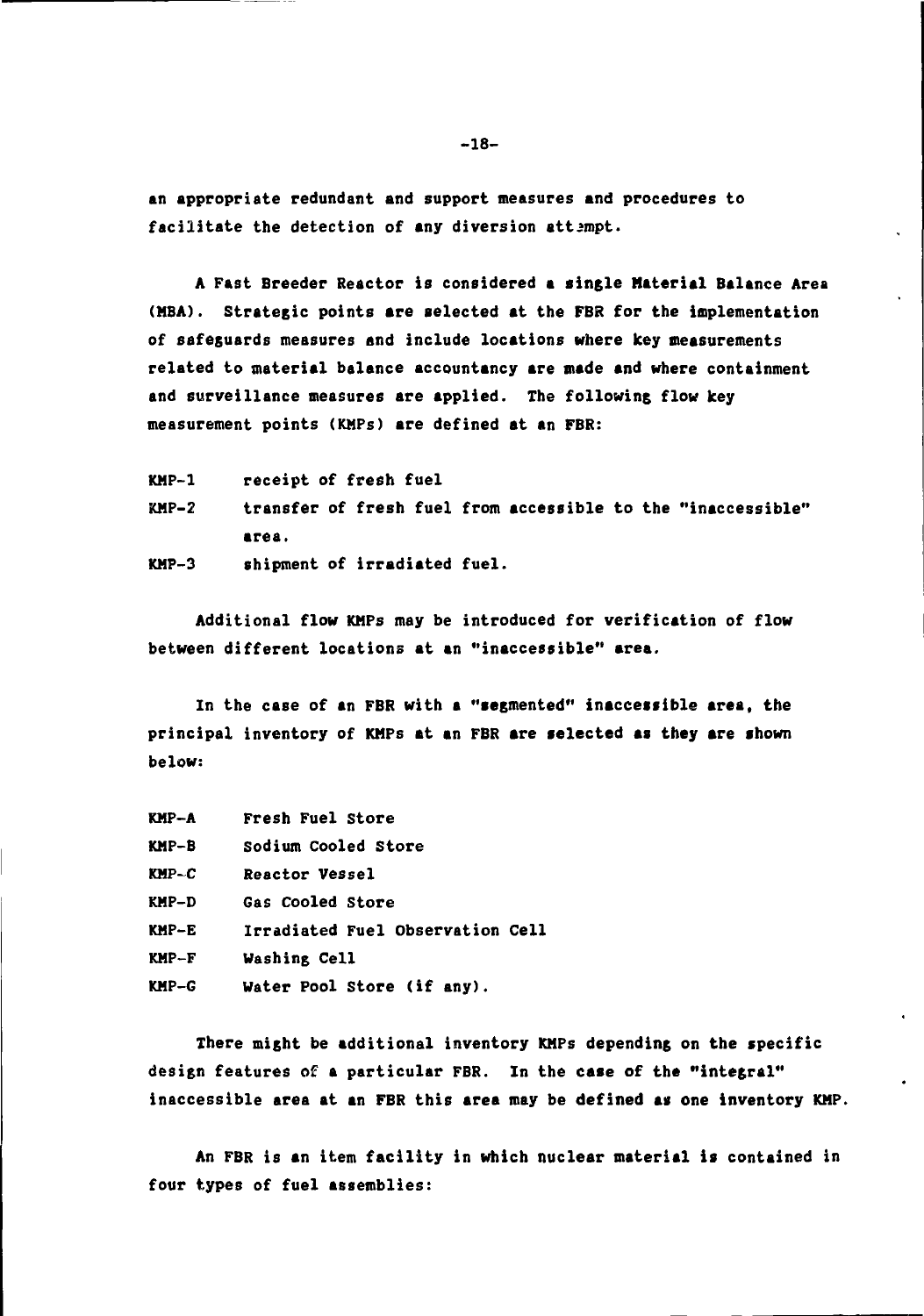an appropriate redundant and support measures and procedures to facilitate the detection of any diversion attempt.

A Fast Breeder Reactor is considered a single Material Balance Area (MBA). Strategic points are selected at the FBR for the implementation of safeguards measures and include locations where key measurements related to material balance accountancy are made and where containment and surveillance measures are applied. The following flow key measurement points (KMPs) are defined at an FBR:

- KMP-1 receipt of fresh fuel
- KMP-2 transfer of fresh fuel from accessible to the "inaccessible" area.
- KMP-3 shipment of irradiated fuel.

Additional flow KMPs may be introduced for verification of flow between different locations at an "inaccessible" area.

In the case of an FBR with a "segmented" inaccessible area, the principal inventory of KMPs at an FBR are selected as they are shown below:

- KMP-A Fresh Fuel Store
- KMP-B Sodium Cooled Store
- KMP-C Reactor Vessel
- KMP-D Gas Cooled Store
- KMP-E Irradiated Fuel Observation Cell
- KMP-F Washing Cell
- KMP-G Water Pool Store (if any).

There might be additional inventory KMPs depending on the specific design features of a particular FBR. In the case of the "integral" inaccessible area at an FBR this area may be defined as one inventory KMP.

An FBR is an item facility in which nuclear material is contained in four types of fuel assemblies: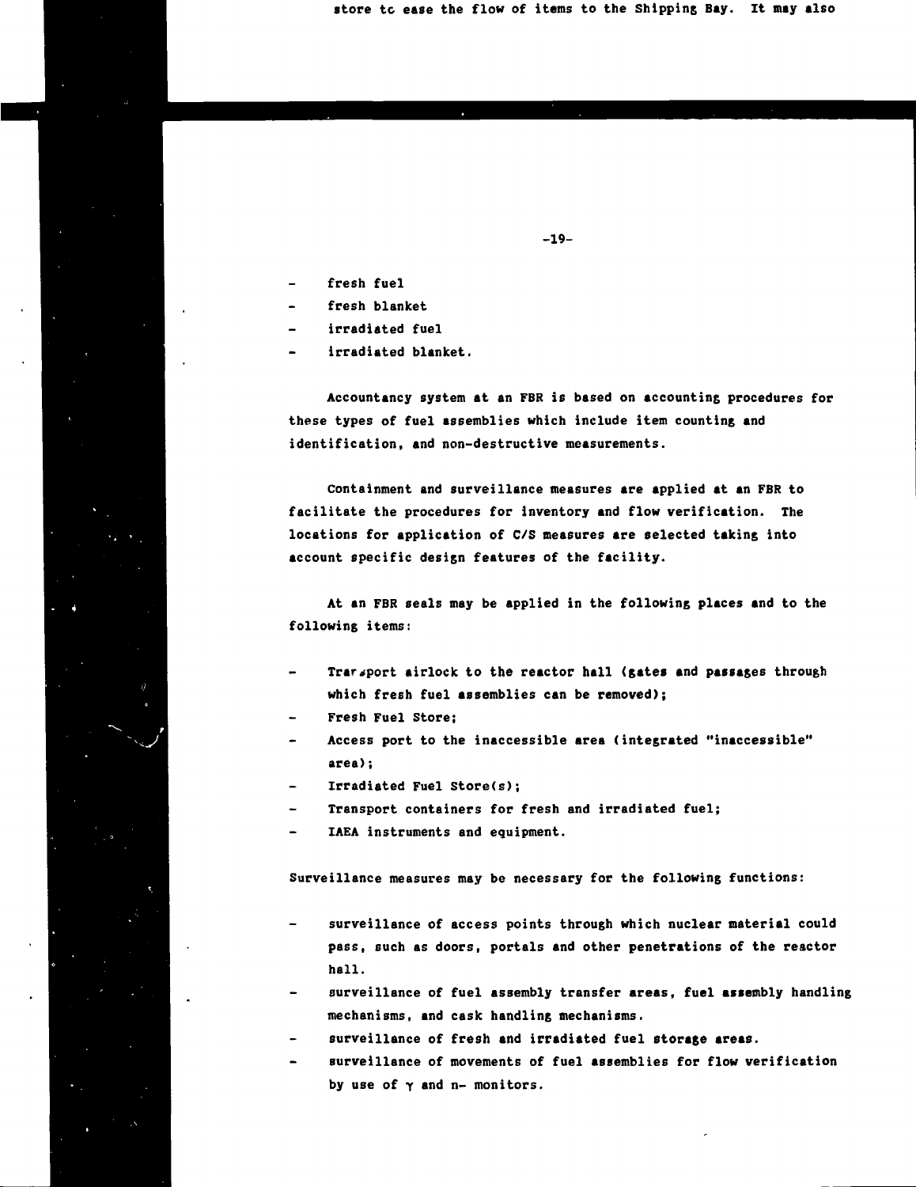store to ease the flow of items to the Shipping Bay. It may also

- fresh fuel
- fresh blanket
- irradiated fuel
- irradiated blanket.

Accountancy system at an FBR is based on accounting procedures for these types of fuel assemblies which include item counting and identification, and non-destructive measurements.

Containment and surveillance measures are applied at an FBR to facilitate the procedures for inventory and flow verification. The locations for application of C/S measures are selected taking into account specific design features of the facility.

At an FBR seals may be applied in the following places and to the following items:

- Transport airlock to the reactor hall (gates and passages through which fresh fuel assemblies can be removed);
- Fresh Fuel Store;
- Access port to the inaccessible area (integrated "inaccessible" area);
- Irradiated Fuel Store(s);
- Transport containers for fresh and irradiated fuel;
- IAEA instruments and equipment.

Surveillance measures may be necessary for the following functions:

- surveillance of access points through which nuclear material could pass, such as doors, portals and other penetrations of the reactor hall.
- surveillance of fuel assembly transfer areas, fuel assembly handling mechanisms, and cask handling mechanisms.
- surveillance of fresh and irradiated fuel storage areas.
- surveillance of movements of fuel assemblies for flow verification by use of $\gamma$ and n- monitors.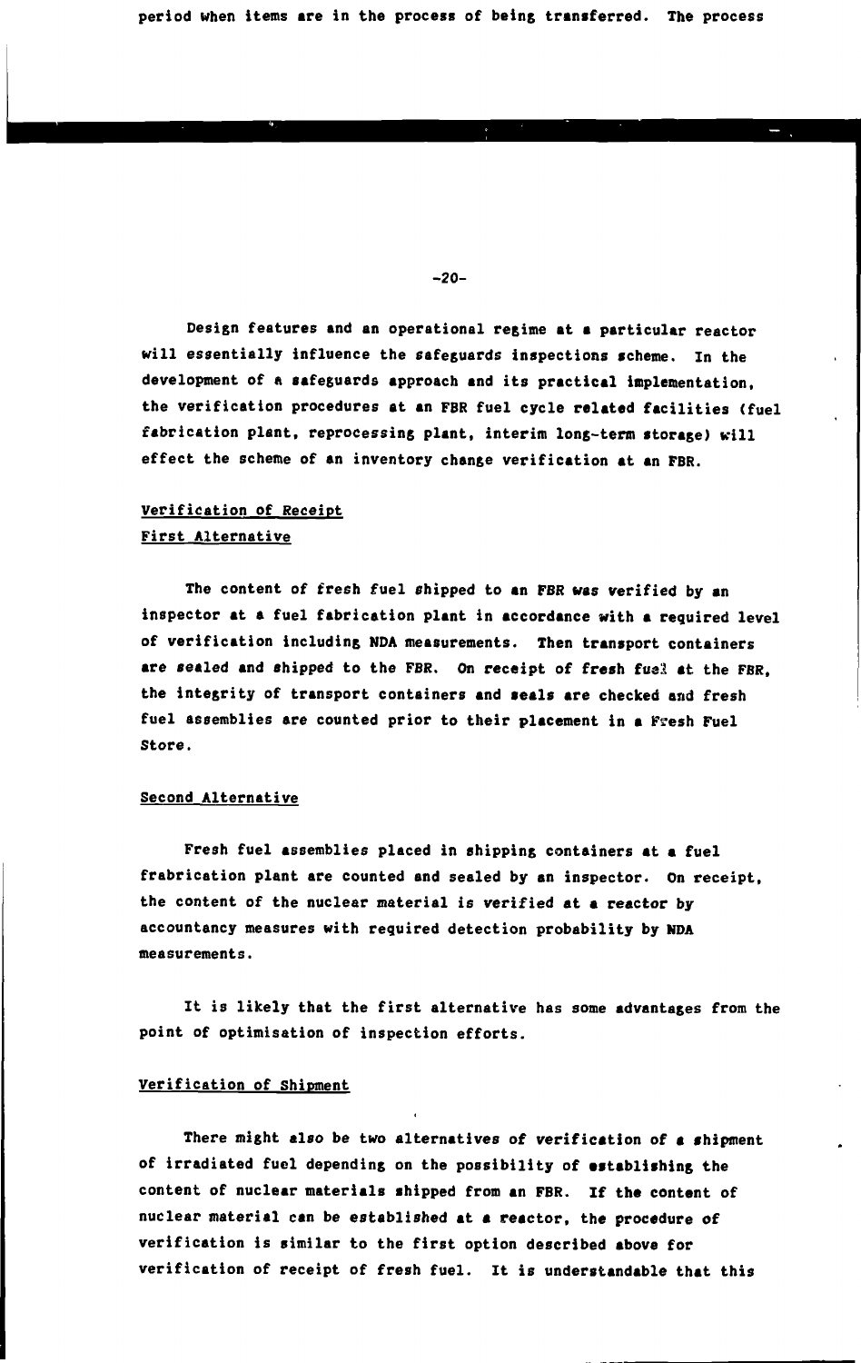period when items are in the process of being transferred. The process

Design features and an operational regime at a particular reactor will essentially influence the safeguards inspections scheme. In the development of a safeguards approach and its practical implementation, the verification procedures at an FBR fuel cycle related facilities (fuel fabrication plant, reprocessing plant, interim long-term storage) will effect the scheme of an inventory change verification at an FBR.

## Verification of Receipt

### First Alternative

The content of fresh fuel shipped to an FBR was verified by an inspector at a fuel fabrication plant in accordance with a required level of verification including NDA measurements. Then transport containers are sealed and shipped to the FBR. On receipt of fresh fuel at the FBR, the integrity of transport containers and seals are checked and fresh fuel assemblies are counted prior to their placement in a Fresh Fuel Store.

### Second Alternative

Fresh fuel assemblies placed in shipping containers at a fuel frabrication plant are counted and sealed by an inspector. On receipt, the content of the nuclear material is verified at a reactor by accountancy measures with required detection probability by NDA measurements.

It is likely that the first alternative has some advantages from the point of optimisation of inspection efforts.

## Verification of Shipment

There might also be two alternatives of verification of a shipment of irradiated fuel depending on the possibility of establishing the content of nuclear materials shipped from an FBR. If the content of nuclear material can be established at a reactor, the procedure of verification is similar to the first option described above for verification of receipt of fresh fuel. It is understandable that this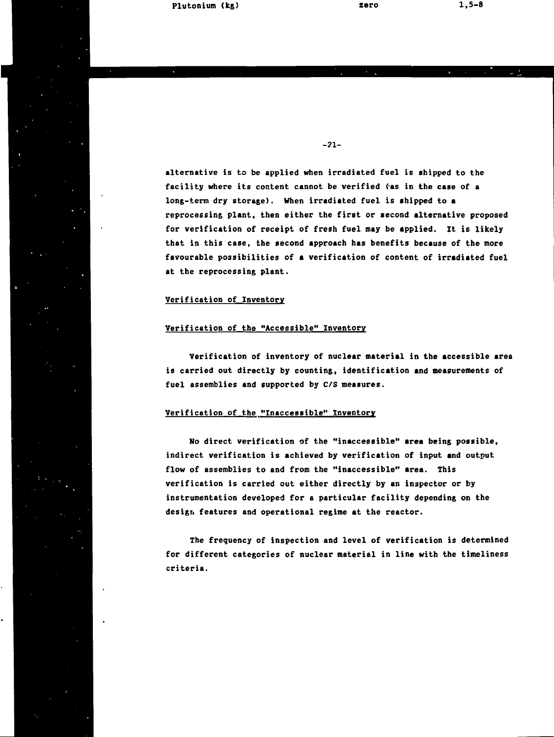alternative is to be applied when irradiated fuel is shipped to the facility where its content cannot be verified (as in the case of a long-term dry storage). When irradiated fuel is shipped to a reprocessing plant, then either the first or second alternative proposed for verification of receipt of fresh fuel may be applied. It is likely that in this case, the second approach has benefits because of the more favourable possibilities of a verification of content of irradiated fuel at the reprocessing plant.

## Verification of Inventory

### Verification of the "Accessible" Inventory

Verification of inventory of nuclear material in the accessible area is carried out directly by counting, identification and measurements of fuel assemblies and supported by C/S measures.

### Verification of the "Inaccessible" Inventory

No direct verification of the "inaccessible" area being possible, indirect verification is achieved by verification of input and output flow of assemblies to and from the "inaccessible" area. This verification is carried out either directly by an inspector or by instrumentation developed for a particular facility depending on the design features and operational regime at the reactor.

The frequency of inspection and level of verification is determined for different categories of nuclear material in line with the timeliness criteria.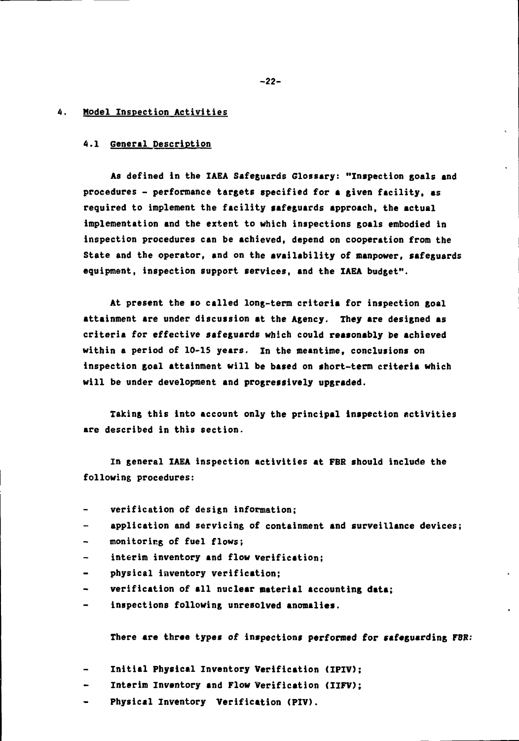## 4. Model Inspection Activities

### 4.1 General Description

As defined in the IAEA Safeguards Glossary: "Inspection goals and procedures - performance targets specified for a given facility, as required to implement the facility safeguards approach, the actual implementation and the extent to which inspections goals embodied in inspection procedures can be achieved, depend on cooperation from the State and the operator, and on the availability of manpower, safeguards equipment, inspection support services, and the IAEA budget".

At present the so called long-term criteria for inspection goal attainment are under discussion at the Agency. They are designed as criteria for effective safeguards which could reasonably be achieved within a period of 10-15 years. In the meantime, conclusions on inspection goal attainment will be based on short-term criteria which will be under development and progressively upgraded.

Taking this into account only the principal inspection activities are described in this section.

In general IAEA inspection activities at FBR should include the following procedures:

- verification of design information;
- application and servicing of containment and surveillance devices;
- monitoring of fuel flows;
- interim inventory and flow verification;
- physical inventory verification;
- verification of all nuclear material accounting data;
- inspections following unresolved anomalies.

There are three types of inspections performed for safeguarding FBR:

- Initial Physical Inventory Verification (IPIV);
- Interim Inventory and Flow Verification (IIFV);
- Physical Inventory Verification (PIV).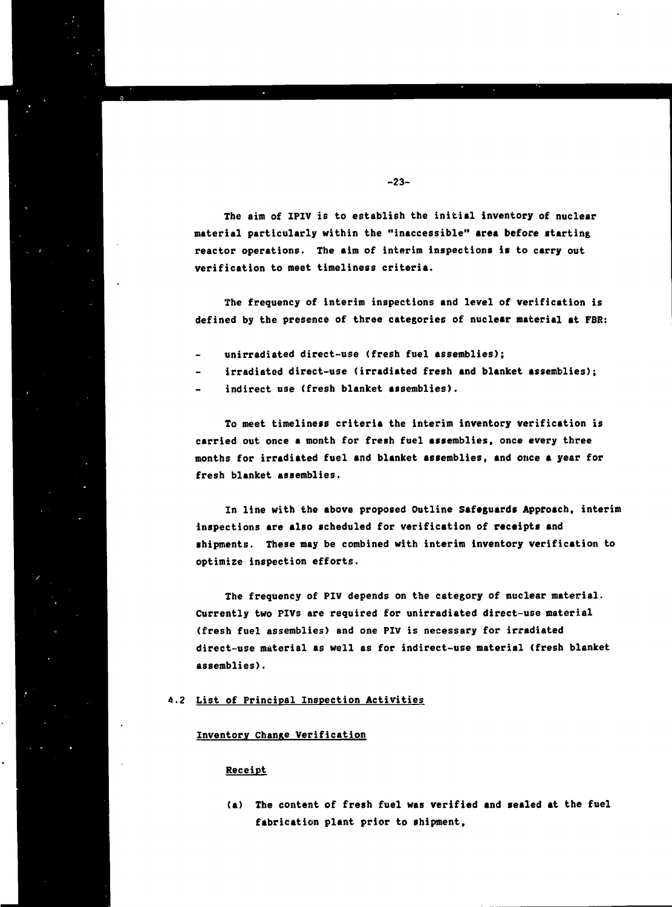The aim of IPIV is to establish the initial inventory of nuclear material particularly within the "inaccessible" area before starting reactor operations. The aim of interim inspections is to carry out verification to meet timeliness criteria.

The frequency of interim inspections and level of verification is defined by the presence of three categories of nuclear material at FBR:

- unirradiated direct-use (fresh fuel assemblies);
- irradiated direct-use (irradiated fresh and blanket assemblies);
- indirect use (fresh blanket assemblies).

To meet timeliness criteria the interim inventory verification is carried out once a month for fresh fuel assemblies, once every three months for irradiated fuel and blanket assemblies, and once a year for fresh blanket assemblies.

In line with the above proposed Outline Safeguards Approach, interim inspections are also scheduled for verification of receipts and shipments. These may be combined with interim inventory verification to optimize inspection efforts.

The frequency of PIV depends on the category of nuclear material. Currently two PIVs are required for unirradiated direct-use material (fresh fuel assemblies) and one PIV is necessary for irradiated direct-use material as well as for indirect-use material (fresh blanket assemblies).

## 4.2 List of Principal Inspection Activities

### Inventory Change Verification

#### Receipt

(a) The content of fresh fuel was verified and sealed at the fuel fabrication plant prior to shipment,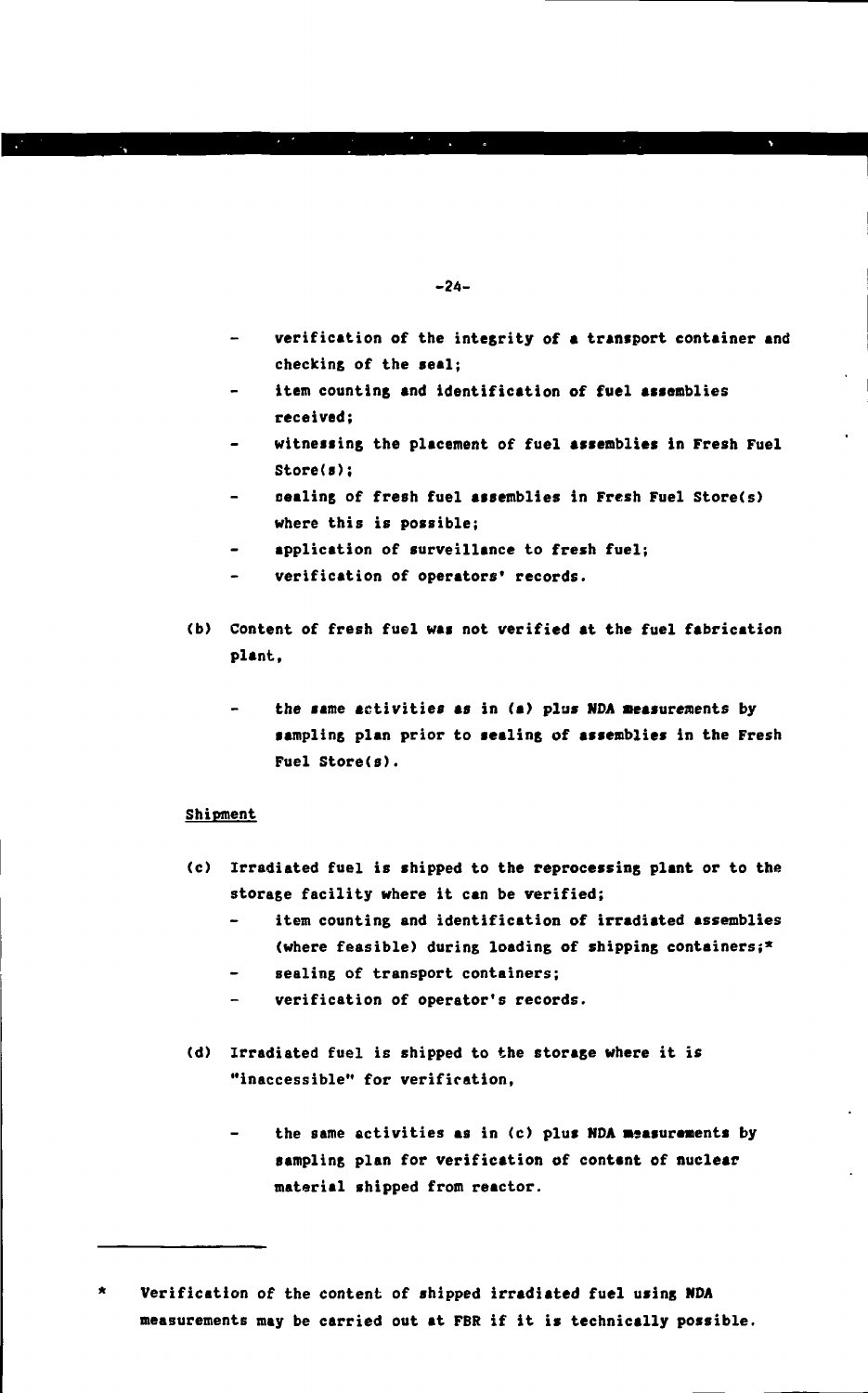- verification of the integrity of a transport container and checking of the seal;
- item counting and identification of fuel assemblies received;
- witnessing the placement of fuel assemblies in Fresh Fuel Store(s);
- sealing of fresh fuel assemblies in Fresh Fuel Store(s) where this is possible;
- application of surveillance to fresh fuel;
- verification of operators' records.

(b) Content of fresh fuel was not verified at the fuel fabrication plant,

- the same activities as in (a) plus NDA measurements by sampling plan prior to sealing of assemblies in the Fresh Fuel Store(s).

<u>Shipment</u>

(c) Irradiated fuel is shipped to the reprocessing plant or to the storage facility where it can be verified;

- item counting and identification of irradiated assemblies (where feasible) during loading of shipping containers;*
- sealing of transport containers;
- verification of operator's records.

(d) Irradiated fuel is shipped to the storage where it is "inaccessible" for verification,

- the same activities as in (c) plus NDA measurements by sampling plan for verification of content of nuclear material shipped from reactor.

---

\* Verification of the content of shipped irradiated fuel using NDA measurements may be carried out at FBR if it is technically possible.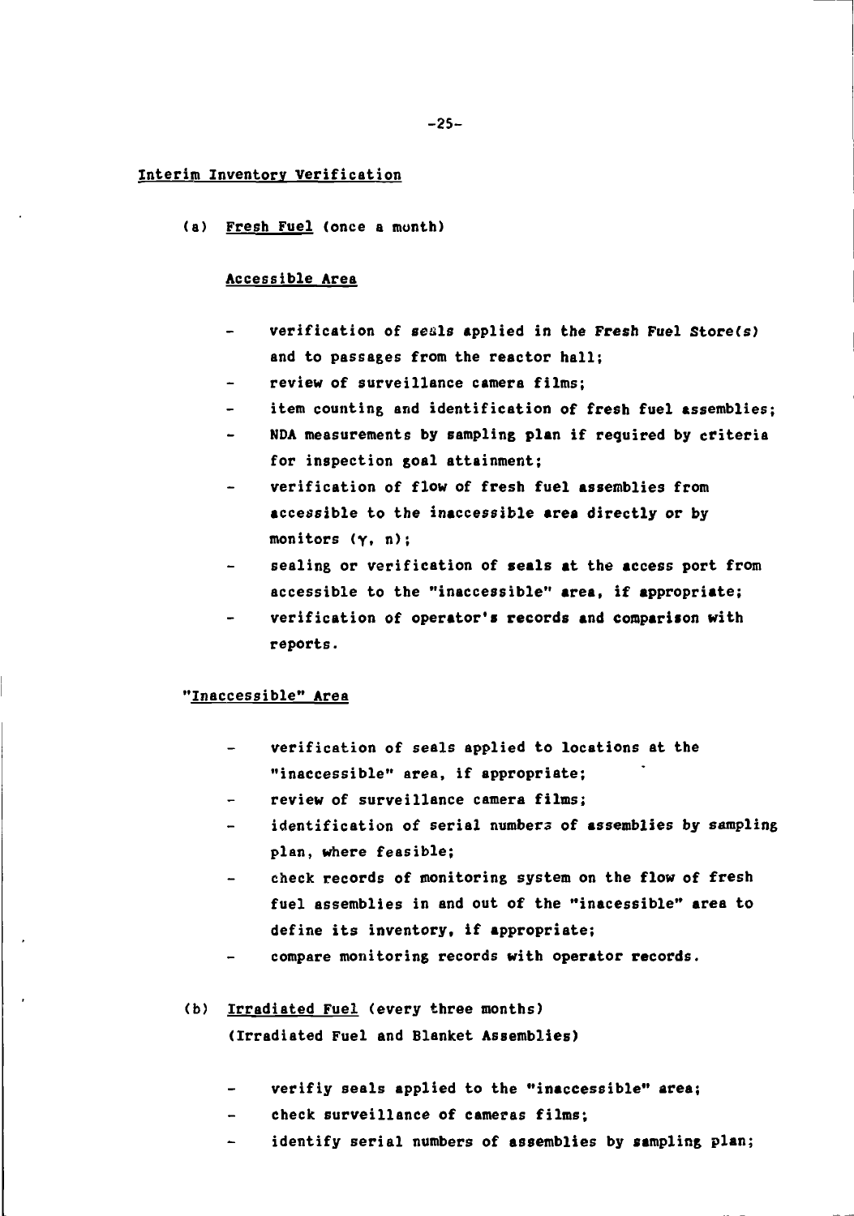## Interim Inventory Verification

(a) Fresh Fuel (once a month)

Accessible Area

- verification of seals applied in the Fresh Fuel Store(s) and to passages from the reactor hall;
- review of surveillance camera films;
- item counting and identification of fresh fuel assemblies;
- NDA measurements by sampling plan if required by criteria for inspection goal attainment;
- verification of flow of fresh fuel assemblies from accessible to the inaccessible area directly or by monitors ($\gamma$, n);
- sealing or verification of seals at the access port from accessible to the "inaccessible" area, if appropriate;
- verification of operator's records and comparison with reports.

"Inaccessible" Area

- verification of seals applied to locations at the "inaccessible" area, if appropriate;
- review of surveillance camera films;
- identification of serial numbers of assemblies by sampling plan, where feasible;
- check records of monitoring system on the flow of fresh fuel assemblies in and out of the "inacessible" area to define its inventory, if appropriate;
- compare monitoring records with operator records.

(b) Irradiated Fuel (every three months)
(Irradiated Fuel and Blanket Assemblies)

- verifiy seals applied to the "inaccessible" area;
- check surveillance of cameras films;
- identify serial numbers of assemblies by sampling plan;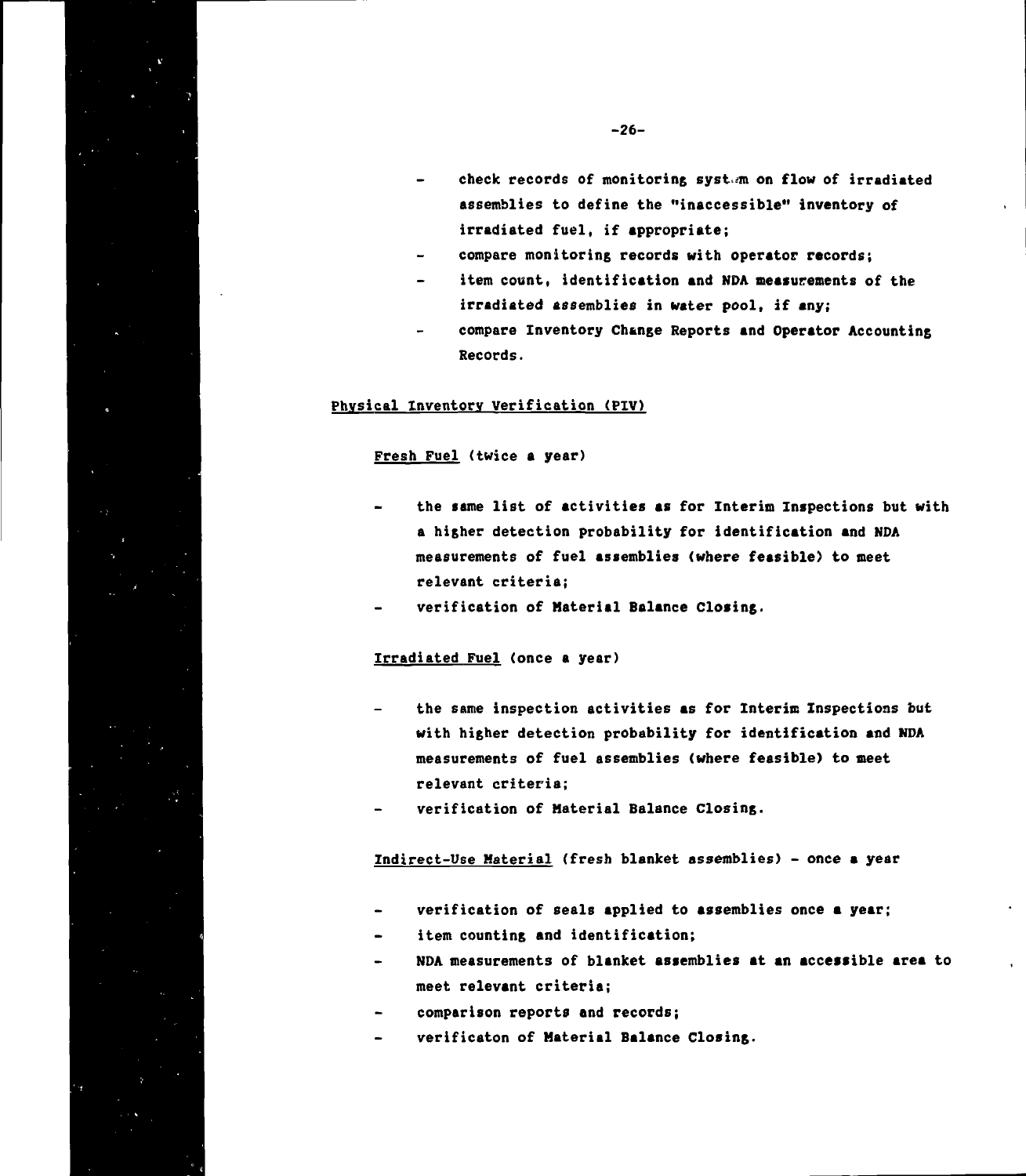- check records of monitoring system on flow of irradiated assemblies to define the "inaccessible" inventory of irradiated fuel, if appropriate;
- compare monitoring records with operator records;
- item count, identification and NDA measurements of the irradiated assemblies in water pool, if any;
- compare Inventory Change Reports and Operator Accounting Records.

<u>Physical Inventory Verification (PIV)</u>

<u>Fresh Fuel</u> (twice a year)

- the same list of activities as for Interim Inspections but with a higher detection probability for identification and NDA measurements of fuel assemblies (where feasible) to meet relevant criteria;
- verification of Material Balance Closing.

<u>Irradiated Fuel</u> (once a year)

- the same inspection activities as for Interim Inspections but with higher detection probability for identification and NDA measurements of fuel assemblies (where feasible) to meet relevant criteria;
- verification of Material Balance Closing.

<u>Indirect-Use Material</u> (fresh blanket assemblies) - once a year

- verification of seals applied to assemblies once a year;
- item counting and identification;
- NDA measurements of blanket assemblies at an accessible area to meet relevant criteria;
- comparison reports and records;
- verificaton of Material Balance Closing.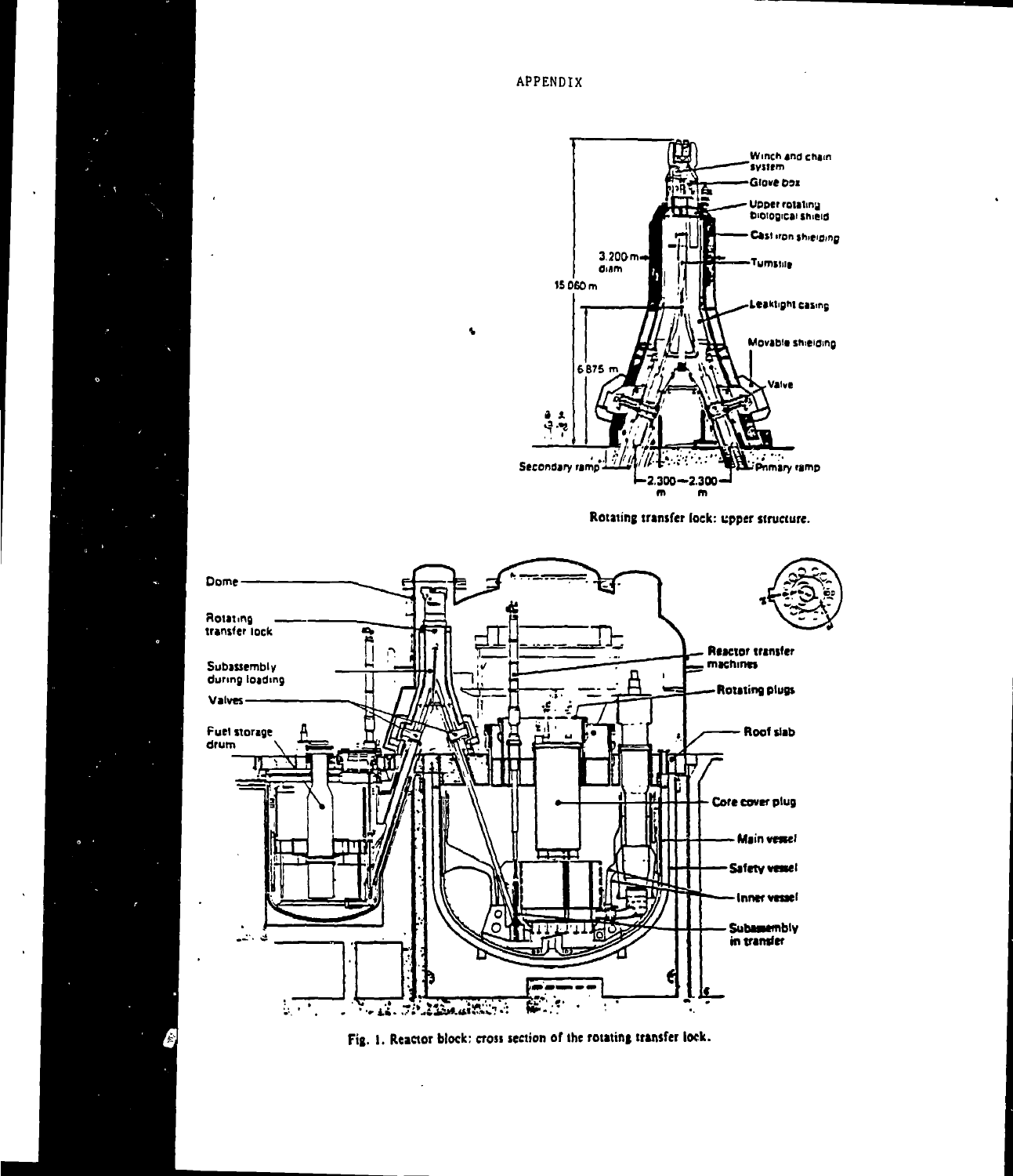APPENDIX

Rotating transfer lock: upper structure.

Fig. 1. Reactor block: cross section of the rotating transfer lock.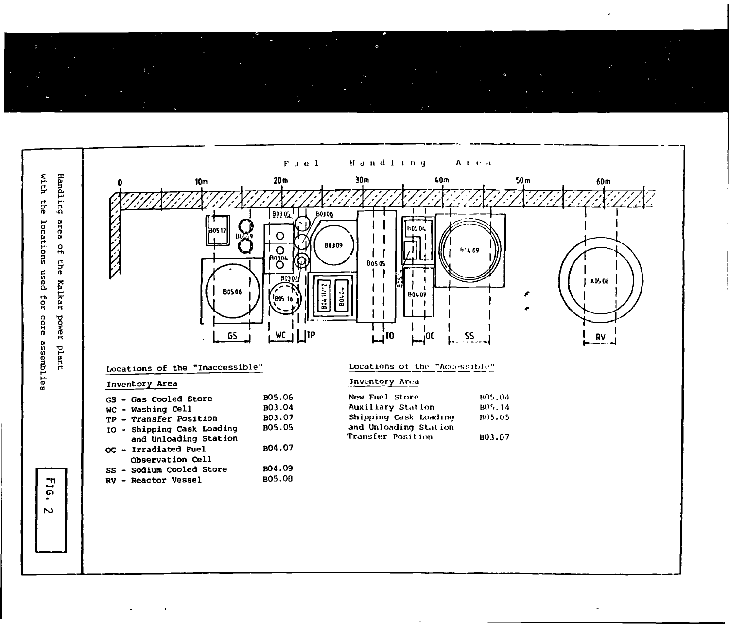Fuel Handling Area

Locations of the "Inaccessible"

Inventory Area

| | |
|---|---|
| GS - Gas Cooled Store | B05.06 |
| WC - Washing Cell | B03.04 |
| TP - Transfer Position | B03.07 |
| IO - Shipping Cask Loading and Unloading Station | B05.05 |
| OC - Irradiated Fuel Observation Cell | B04.07 |
| SS - Sodium Cooled Store | B04.09 |
| RV - Reactor Vessel | B05.08 |

Locations of the "Accessible"

Inventory Area

| | |
|---|---|
| New Fuel Store | B05.04 |
| Auxiliary Station | B05.14 |
| Shipping Cask Loading and Unloading Station | B05.05 |
| Transfer Position | B03.07 |

FIG. 2

Handling area of the Kalkar power plant with the locations used for core assemblies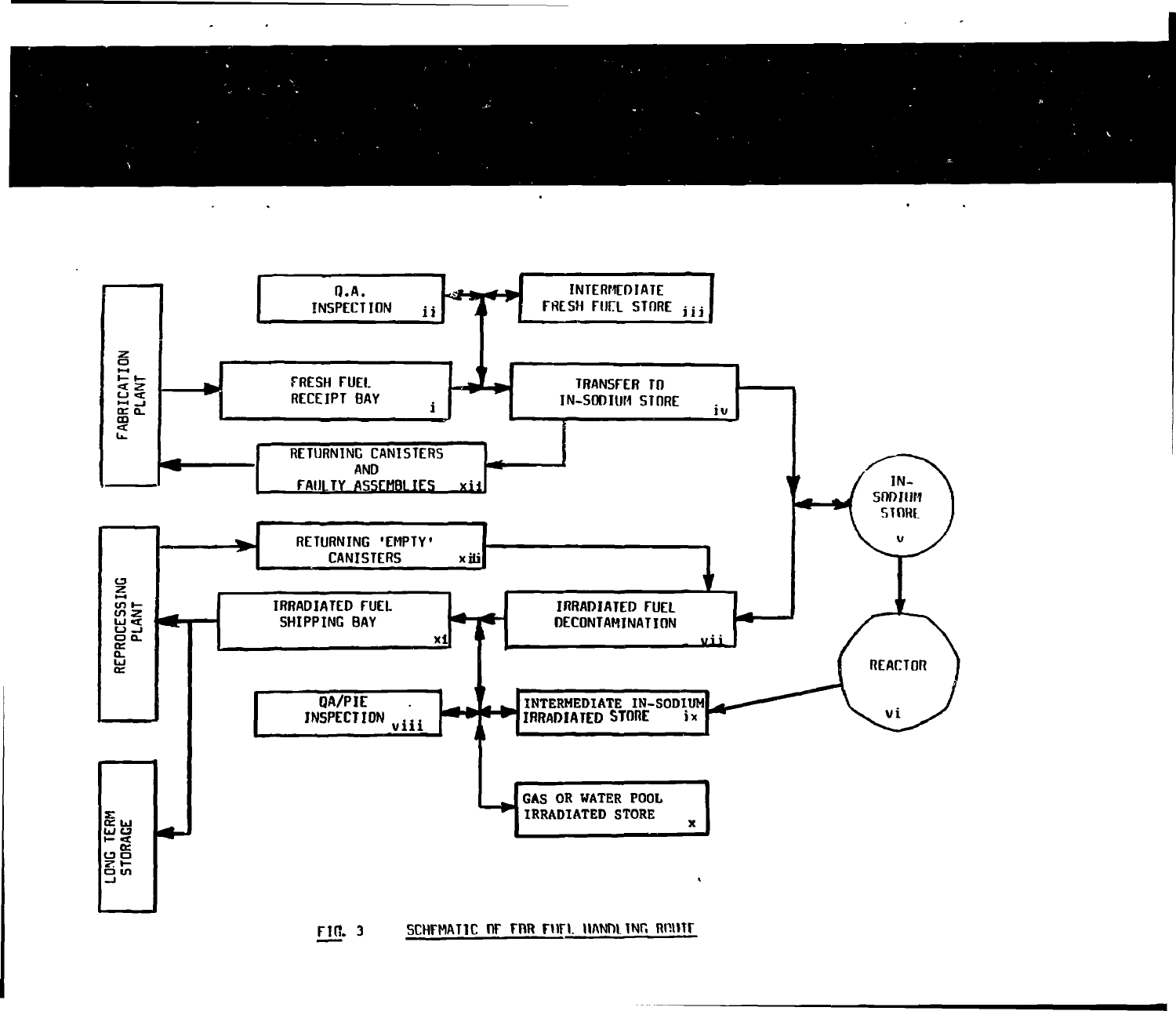FABRICATION PLANT

Q.A. INSPECTION ii

INTERMEDIATE FRESH FUEL STORE iii

FRESH FUEL RECEIPT BAY i

TRANSFER TO IN-SODIUM STORE iv

RETURNING CANISTERS AND FAULTY ASSEMBLIES xii

IN-SODIUM STORE v

REPROCESSING PLANT

RETURNING 'EMPTY' CANISTERS xiii

IRRADIATED FUEL SHIPPING BAY xi

IRRADIATED FUEL DECONTAMINATION vii

REACTOR vi

QA/PIE INSPECTION viii

INTERMEDIATE IN-SODIUM IRRADIATED STORE ix

GAS OR WATER POOL IRRADIATED STORE x

LONG TERM STORAGE

FIG. 3 SCHEMATIC OF FBR FUEL HANDLING ROUTE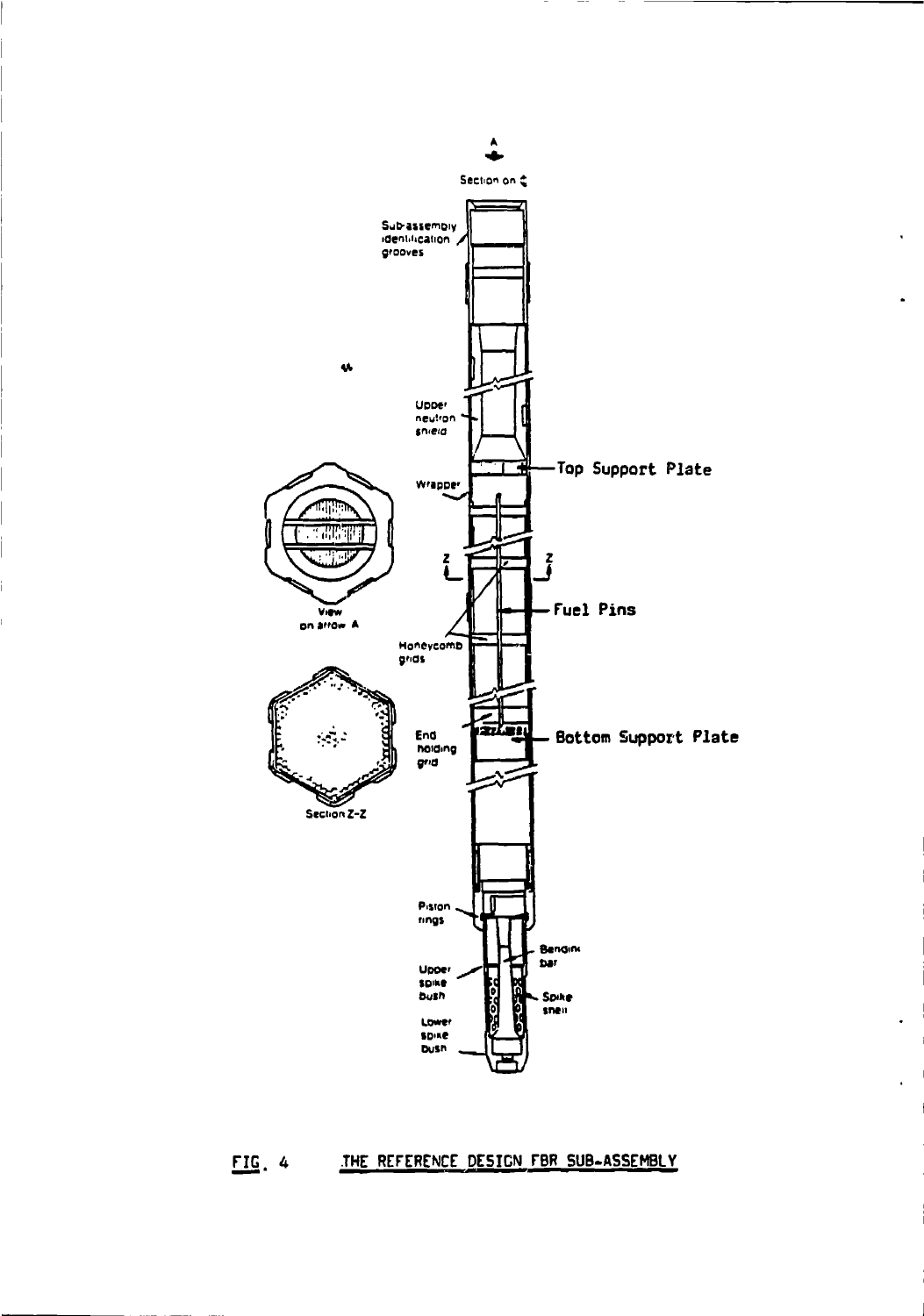A

Section on ℄

Sub-assembly identification grooves

Upper neutron shield

Top Support Plate

Wrapper

Z Z

Fuel Pins

View on arrow A

Honeycomb grids

End holding grid

Bottom Support Plate

Section Z-Z

Piston rings

Bending bar

Upper spike bush

Spike shell

Lower spike bush

FIG. 4 THE REFERENCE DESIGN FBR SUB-ASSEMBLY